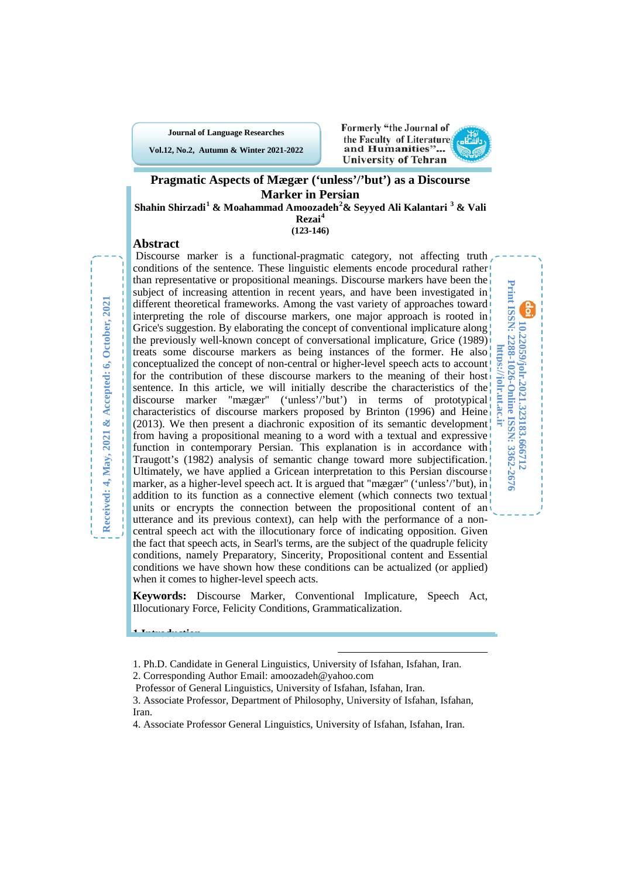# Pragmatic Aspects of Mægær ('unless'/'but') as a Discourse Marker in Persian

**Shahin Shirzadi[1] & Moahammad Amoozadeh[2] & Seyyed Ali Kalantari [3] & Vali Rezai[4]**

**(123-146)**

Received: 4, May, 2021 & Accepted: 6, October, 2021

10.22059/jolr.2021.323183.666712

Print ISSN: 2288-1026-Online ISSN: 3362-2676

https://jolr.ut.ac.ir

## Abstract

Discourse marker is a functional-pragmatic category, not affecting truth conditions of the sentence. These linguistic elements encode procedural rather than representative or propositional meanings. Discourse markers have been the subject of increasing attention in recent years, and have been investigated in different theoretical frameworks. Among the vast variety of approaches toward interpreting the role of discourse markers, one major approach is rooted in Grice's suggestion. By elaborating the concept of conventional implicature along the previously well-known concept of conversational implicature, Grice (1989) treats some discourse markers as being instances of the former. He also conceptualized the concept of non-central or higher-level speech acts to account for the contribution of these discourse markers to the meaning of their host sentence. In this article, we will initially describe the characteristics of the discourse marker "mægær" ('unless'/'but') in terms of prototypical characteristics of discourse markers proposed by Brinton (1996) and Heine (2013). We then present a diachronic exposition of its semantic development from having a propositional meaning to a word with a textual and expressive function in contemporary Persian. This explanation is in accordance with Traugott's (1982) analysis of semantic change toward more subjectification. Ultimately, we have applied a Gricean interpretation to this Persian discourse marker, as a higher-level speech act. It is argued that "mægær" ('unless'/'but), in addition to its function as a connective element (which connects two textual units or encrypts the connection between the propositional content of an utterance and its previous context), can help with the performance of a non-central speech act with the illocutionary force of indicating opposition. Given the fact that speech acts, in Searl's terms, are the subject of the quadruple felicity conditions, namely Preparatory, Sincerity, Propositional content and Essential conditions we have shown how these conditions can be actualized (or applied) when it comes to higher-level speech acts.

**Keywords:** Discourse Marker, Conventional Implicature, Speech Act, Illocutionary Force, Felicity Conditions, Grammaticalization.

---

1. Ph.D. Candidate in General Linguistics, University of Isfahan, Isfahan, Iran.
2. Corresponding Author Email: amoozadeh@yahoo.com
 Professor of General Linguistics, University of Isfahan, Isfahan, Iran.
3. Associate Professor, Department of Philosophy, University of Isfahan, Isfahan, Iran.
4. Associate Professor General Linguistics, University of Isfahan, Isfahan, Iran.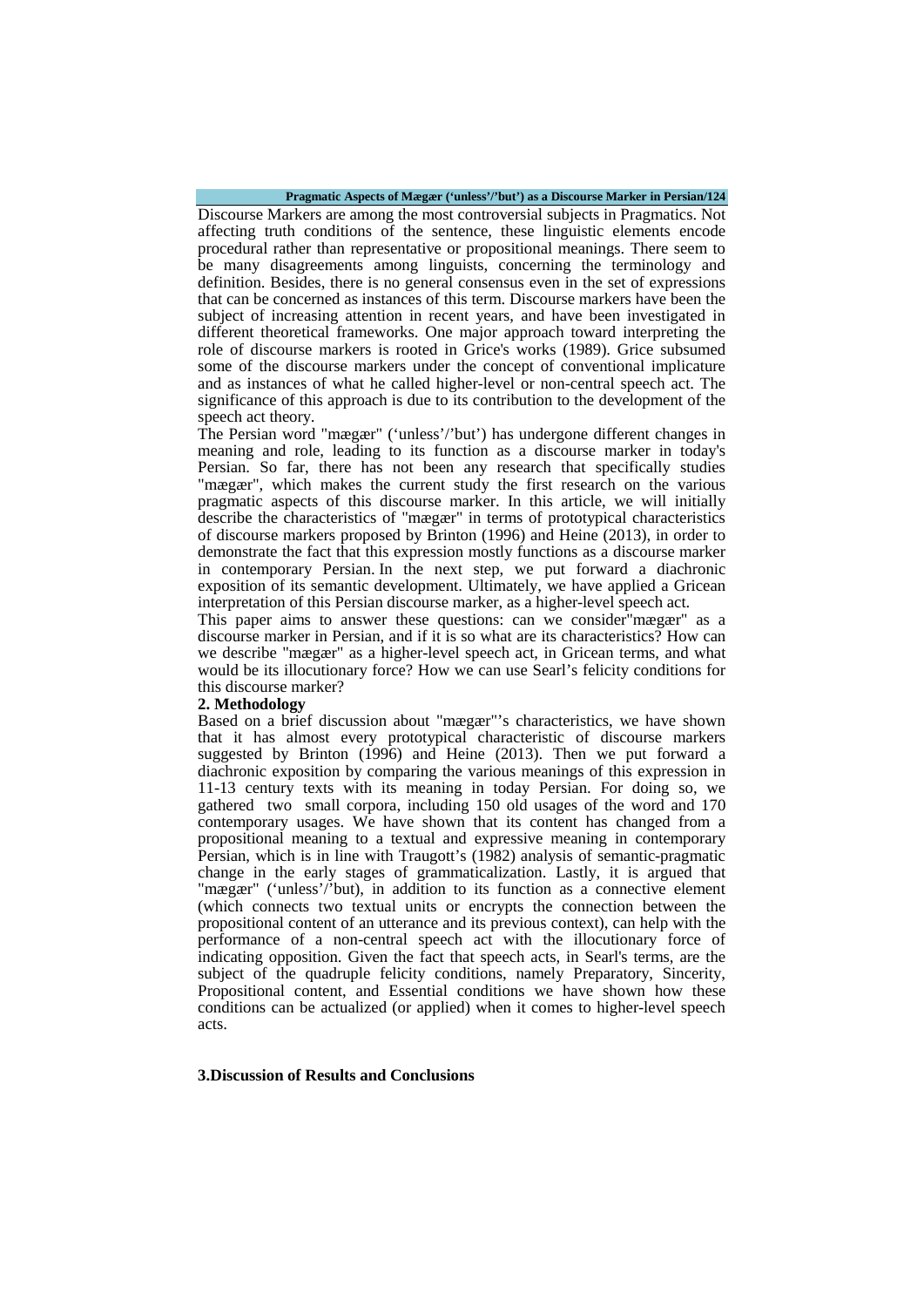Discourse Markers are among the most controversial subjects in Pragmatics. Not affecting truth conditions of the sentence, these linguistic elements encode procedural rather than representative or propositional meanings. There seem to be many disagreements among linguists, concerning the terminology and definition. Besides, there is no general consensus even in the set of expressions that can be concerned as instances of this term. Discourse markers have been the subject of increasing attention in recent years, and have been investigated in different theoretical frameworks. One major approach toward interpreting the role of discourse markers is rooted in Grice's works (1989). Grice subsumed some of the discourse markers under the concept of conventional implicature and as instances of what he called higher-level or non-central speech act. The significance of this approach is due to its contribution to the development of the speech act theory.

The Persian word "mægær" ('unless'/'but') has undergone different changes in meaning and role, leading to its function as a discourse marker in today's Persian. So far, there has not been any research that specifically studies "mægær", which makes the current study the first research on the various pragmatic aspects of this discourse marker. In this article, we will initially describe the characteristics of "mægær" in terms of prototypical characteristics of discourse markers proposed by Brinton (1996) and Heine (2013), in order to demonstrate the fact that this expression mostly functions as a discourse marker in contemporary Persian. In the next step, we put forward a diachronic exposition of its semantic development. Ultimately, we have applied a Gricean interpretation of this Persian discourse marker, as a higher-level speech act.

This paper aims to answer these questions: can we consider"mægær" as a discourse marker in Persian, and if it is so what are its characteristics? How can we describe "mægær" as a higher-level speech act, in Gricean terms, and what would be its illocutionary force? How we can use Searl's felicity conditions for this discourse marker?

## 2. Methodology

Based on a brief discussion about "mægær"'s characteristics, we have shown that it has almost every prototypical characteristic of discourse markers suggested by Brinton (1996) and Heine (2013). Then we put forward a diachronic exposition by comparing the various meanings of this expression in 11-13 century texts with its meaning in today Persian. For doing so, we gathered two small corpora, including 150 old usages of the word and 170 contemporary usages. We have shown that its content has changed from a propositional meaning to a textual and expressive meaning in contemporary Persian, which is in line with Traugott's (1982) analysis of semantic-pragmatic change in the early stages of grammaticalization. Lastly, it is argued that "mægær" ('unless'/'but), in addition to its function as a connective element (which connects two textual units or encrypts the connection between the propositional content of an utterance and its previous context), can help with the performance of a non-central speech act with the illocutionary force of indicating opposition. Given the fact that speech acts, in Searl's terms, are the subject of the quadruple felicity conditions, namely Preparatory, Sincerity, Propositional content, and Essential conditions we have shown how these conditions can be actualized (or applied) when it comes to higher-level speech acts.

## 3.Discussion of Results and Conclusions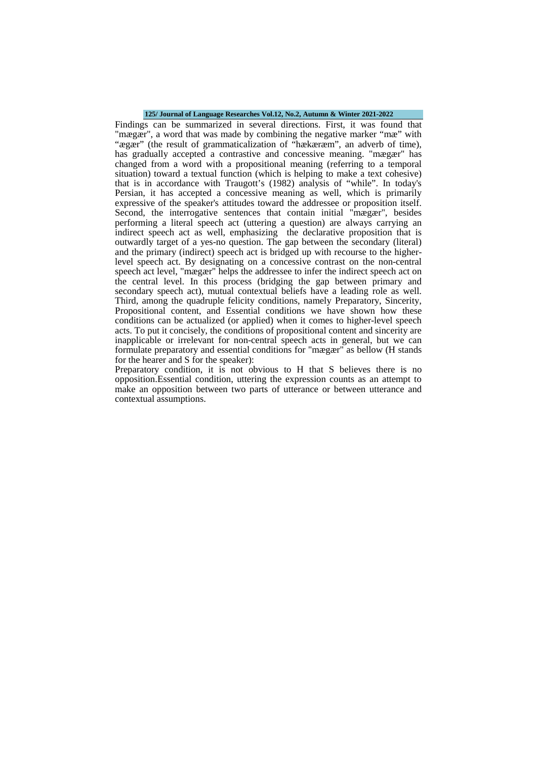Findings can be summarized in several directions. First, it was found that "mægær", a word that was made by combining the negative marker “mæ” with “ægær” (the result of grammaticalization of “hækæræm”, an adverb of time), has gradually accepted a contrastive and concessive meaning. "mægær" has changed from a word with a propositional meaning (referring to a temporal situation) toward a textual function (which is helping to make a text cohesive) that is in accordance with Traugott’s (1982) analysis of “while”. In today's Persian, it has accepted a concessive meaning as well, which is primarily expressive of the speaker's attitudes toward the addressee or proposition itself. Second, the interrogative sentences that contain initial "mægær", besides performing a literal speech act (uttering a question) are always carrying an indirect speech act as well, emphasizing the declarative proposition that is outwardly target of a yes-no question. The gap between the secondary (literal) and the primary (indirect) speech act is bridged up with recourse to the higher-level speech act. By designating on a concessive contrast on the non-central speech act level, "mægær" helps the addressee to infer the indirect speech act on the central level. In this process (bridging the gap between primary and secondary speech act), mutual contextual beliefs have a leading role as well. Third, among the quadruple felicity conditions, namely Preparatory, Sincerity, Propositional content, and Essential conditions we have shown how these conditions can be actualized (or applied) when it comes to higher-level speech acts. To put it concisely, the conditions of propositional content and sincerity are inapplicable or irrelevant for non-central speech acts in general, but we can formulate preparatory and essential conditions for "mægær" as bellow (H stands for the hearer and S for the speaker):

Preparatory condition, it is not obvious to H that S believes there is no opposition.Essential condition, uttering the expression counts as an attempt to make an opposition between two parts of utterance or between utterance and contextual assumptions.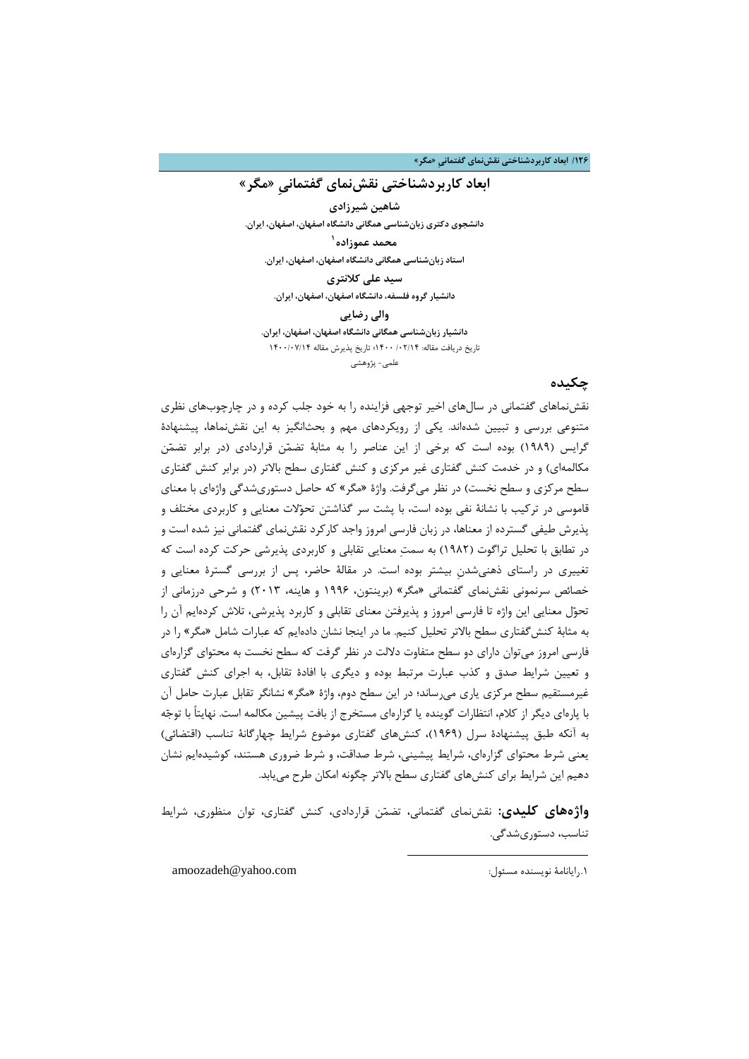# ابعاد کاربردشناختی نقش‌نمای گفتمانیِ «مگر»

**شاهین شیرزادی**

**دانشجوی دکتری زبان‌شناسی همگانی دانشگاه اصفهان، اصفهان، ایران.**

**محمد عموزاده**[1]

**استاد زبان‌شناسی همگانی دانشگاه اصفهان، اصفهان، ایران.**

**سید علی کلانتری**

**دانشیار گروه فلسفه، دانشگاه اصفهان، اصفهان، ایران.**

**والی رضایی**

**دانشیار زبان‌شناسی همگانی دانشگاه اصفهان، اصفهان، ایران.**

تاریخ دریافت مقاله: ۱۴۰۰/۰۲/۱۴؛ تاریخ پذیرش مقاله ۱۴۰۰/۰۷/۱۴

علمی- پژوهشی

## چکیده

نقش‌نماهای گفتمانی در سال‌های اخیر توجهی فزاینده را به خود جلب کرده و در چارچوب‌های نظری متنوعی بررسی و تبیین شده‌اند. یکی از رویکردهای مهم و بحث‌انگیز به این نقش‌نماها، پیشنهادۀ گرایس (۱۹۸۹) بوده است که برخی از این عناصر را به مثابۀ تضمّن قراردادی (در برابر تضمّن مکالمه‌ای) و در خدمت کنش گفتاری غیر مرکزی و کنش گفتاری سطح بالاتر (در برابر کنش گفتاری سطح مرکزی و سطح نخست) در نظر می‌گرفت. واژۀ «مگر» که حاصل دستوری‌شدگی واژه‌ای با معنای قاموسی در ترکیب با نشانۀ نفی بوده است، با پشت سر گذاشتن تحوّلات معنایی و کاربردی مختلف و پذیرش طیفی گسترده از معناها، در زبان فارسی امروز واجد کارکرد نقش‌نمای گفتمانی نیز شده است و در تطابق با تحلیل تراگوت (۱۹۸۲) به سمتِ معنایی تقابلی و کاربردی پذیرشی حرکت کرده است که تغییری در راستای ذهنی‌شدنِ بیشتر بوده است. در مقالۀ حاضر، پس از بررسی گسترۀ معنایی و خصائص سرنمونی نقش‌نمای گفتمانی «مگر» (برینتون، ۱۹۹۶ و هاینه، ۲۰۱۳) و شرحی درزمانی از تحوّل معنایی این واژه تا فارسی امروز و پذیرفتن معنای تقابلی و کاربرد پذیرشی، تلاش کرده‌ایم آن را به مثابۀ کنش‌گفتاری سطح بالاتر تحلیل کنیم. ما در اینجا نشان داده‌ایم که عبارات شامل «مگر» را در فارسی امروز می‌توان دارای دو سطح متفاوت دلالت در نظر گرفت که سطح نخست به محتوای گزاره‌ای و تعیین شرایط صدق و کذب عبارت مرتبط بوده و دیگری با افادۀ تقابل، به اجرای کنش گفتاری غیرمستقیم سطح مرکزی یاری می‌رساند؛ در این سطح دوم، واژۀ «مگر» نشانگر تقابل عبارت حامل آن با پاره‌ای دیگر از کلام، انتظارات گوینده یا گزاره‌ای مستخرج از بافت پیشین مکالمه است. نهایتاً با توجّه به آنکه طبق پیشنهادۀ سرل (۱۹۶۹)، کنش‌های گفتاری موضوع شرایط چهارگانۀ تناسب (اقتضائی) یعنی شرط محتوای گزاره‌ای، شرایط پیشینی، شرط صداقت، و شرط ضروری هستند، کوشیده‌ایم نشان دهیم این شرایط برای کنش‌های گفتاری سطح بالاتر چگونه امکان طرح می‌یابد.

**واژه‌های کلیدی:** نقش‌نمای گفتمانی، تضمّن قراردادی، کنش گفتاری، توان منظوری، شرایط تناسب، دستوری‌شدگی.

---

[1]. رایانامۀ نویسنده مسئول: amoozadeh@yahoo.com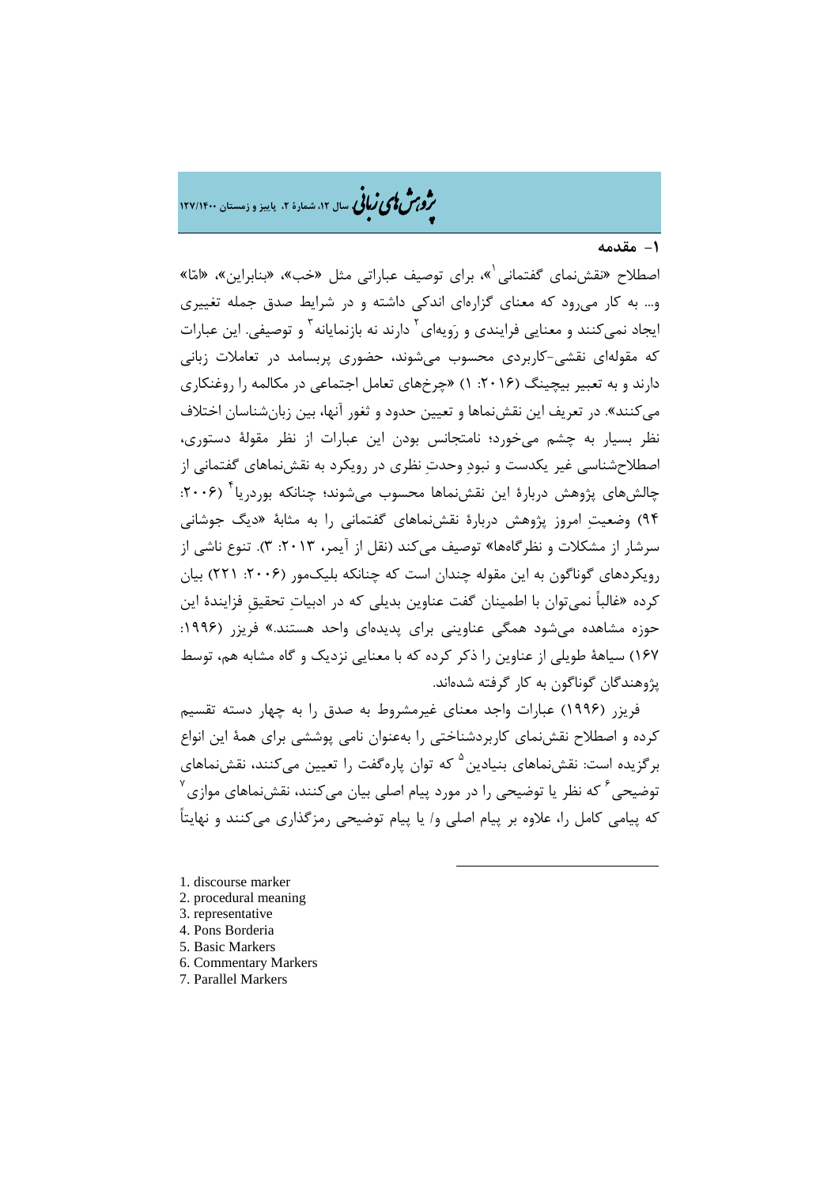## ۱- مقدمه

اصطلاح «نقش‌نمای گفتمانی[1]»، برای توصیف عباراتی مثل «خب»، «بنابراین»، «امّا» و... به کار می‌رود که معنای گزاره‌ای اندکی داشته و در شرایط صدق جمله تغییری ایجاد نمی‌کنند و معنایی فرایندی و رَویه‌ای[2] دارند نه بازنمایانه[3] و توصیفی. این عبارات که مقوله‌ای نقشی-کاربردی محسوب می‌شوند، حضوری پربسامد در تعاملات زبانی دارند و به تعبیر بیچینگ (۲۰۱۶: ۱) «چرخ‌های تعامل اجتماعی در مکالمه را روغنکاری می‌کنند». در تعریف این نقش‌نماها و تعیین حدود و ثغور آنها، بین زبان‌شناسان اختلاف نظر بسیار به چشم می‌خورد؛ نامتجانس بودن این عبارات از نظر مقولۀ دستوری، اصطلاح‌شناسی غیر یکدست و نبودِ وحدتِ نظری در رویکرد به نقش‌نماهای گفتمانی از چالش‌های پژوهش دربارۀ این نقش‌نماها محسوب می‌شوند؛ چنانکه بوردریا[4] (۲۰۰۶: ۹۴) وضعیتِ امروز پژوهش دربارۀ نقش‌نماهای گفتمانی را به مثابۀ «دیگ جوشانی سرشار از مشکلات و نظرگاه‌ها» توصیف می‌کند (نقل از آیمر، ۲۰۱۳: ۳). تنوع ناشی از رویکردهای گوناگون به این مقوله چندان است که چنانکه بلیک‌مور (۲۰۰۶: ۲۲۱) بیان کرده «غالباً نمی‌توان با اطمینان گفت عناوین بدیلی که در ادبیاتِ تحقیقِ فزایندۀ این حوزه مشاهده می‌شود همگی عناوینی برای پدیده‌ای واحد هستند.» فریزر (۱۹۹۶: ۱۶۷) سیاهۀ طویلی از عناوین را ذکر کرده که با معنایی نزدیک و گاه مشابه هم، توسط پژوهندگان گوناگون به کار گرفته شده‌اند.

فریزر (۱۹۹۶) عبارات واجد معنای غیرمشروط به صدق را به چهار دسته تقسیم کرده و اصطلاح نقش‌نمای کاربردشناختی را به‌عنوان نامی پوششی برای همۀ این انواع برگزیده است: نقش‌نماهای بنیادین[5] که توان پاره‌گفت را تعیین می‌کنند، نقش‌نماهای توضیحی[6] که نظر یا توضیحی را در مورد پیام اصلی بیان می‌کنند، نقش‌نماهای موازی[7] که پیامی کامل را، علاوه بر پیام اصلی و/ یا پیام توضیحی رمزگذاری می‌کنند و نهایتاً

---

1. discourse marker
2. procedural meaning
3. representative
4. Pons Borderia
5. Basic Markers
6. Commentary Markers
7. Parallel Markers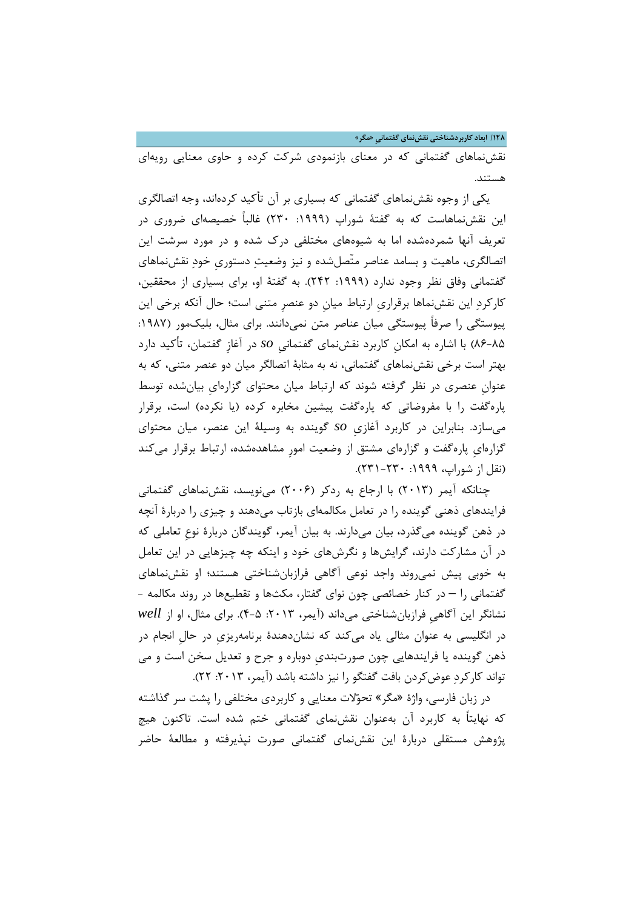نقش‌نماهای گفتمانی که در معنای بازنمودی شرکت کرده و حاوی معنایی رویه‌ای هستند.

یکی از وجوه نقش‌نماهای گفتمانی که بسیاری بر آن تأکید کرده‌اند، وجه اتصالگری این نقش‌نماهاست که به گفتهٔ شوراپ (۱۹۹۹: ۲۳۰) غالباً خصیصه‌ای ضروری در تعریف آنها شمرده‌شده اما به شیوه‌های مختلفی درک شده و در مورد سرشت این اتصالگری، ماهیت و بسامد عناصر متّصل‌شده و نیز وضعیتِ دستوریِ خودِ نقش‌نماهای گفتمانی وفاق نظر وجود ندارد (۱۹۹۹: ۲۴۲). به گفتهٔ او، برای بسیاری از محققین، کارکردِ این نقش‌نماها برقراریِ ارتباط میانِ دو عنصرِ متنی است؛ حال آنکه برخی این پیوستگی را صرفاً پیوستگی میان عناصر متن نمی‌دانند. برای مثال، بلیک‌مور (۱۹۸۷: ۸۵-۸۶) با اشاره به امکانِ کاربرد نقش‌نمای گفتمانیِ *so* در آغازِ گفتمان، تأکید دارد بهتر است برخی نقش‌نماهای گفتمانی، نه به مثابهٔ اتصالگر میان دو عنصر متنی، که به عنوانِ عنصری در نظر گرفته شوند که ارتباط میان محتوای گزاره‌ایِ بیان‌شده توسط پاره‌گفت را با مفروضاتی که پاره‌گفت پیشین مخابره کرده (یا نکرده) است، برقرار می‌سازد. بنابراین در کاربرد آغازیِ *so* گوینده به وسیلهٔ این عنصر، میان محتوای گزاره‌ایِ پاره‌گفت و گزاره‌ای مشتق از وضعیت امورِ مشاهده‌شده، ارتباط برقرار می‌کند (نقل از شوراپ، ۱۹۹۹: ۲۳۰-۲۳۱).

چنانکه آیمر (۲۰۱۳) با ارجاع به ردکر (۲۰۰۶) می‌نویسد، نقش‌نماهای گفتمانی فرایندهای ذهنی گوینده را در تعامل مکالمه‌ای بازتاب می‌دهند و چیزی را دربارهٔ آنچه در ذهن گوینده می‌گذرد، بیان می‌دارند. به بیان آیمر، گویندگان دربارهٔ نوعِ تعاملی که در آن مشارکت دارند، گرایش‌ها و نگرش‌های خود و اینکه چه چیزهایی در این تعامل به خوبی پیش نمی‌روند واجد نوعی آگاهی فرازبان‌شناختی هستند؛ او نقش‌نماهای گفتمانی را – در کنار خصائصی چون نوای گفتار، مکث‌ها و تقطیع‌ها در روند مکالمه - نشانگر این آگاهیِ فرازبان‌شناختی می‌داند (آیمر، ۲۰۱۳: ۵-۴). برای مثال، او از *well* در انگلیسی به عنوان مثالی یاد می‌کند که نشان‌دهندهٔ برنامه‌ریزیِ در حالِ انجام در ذهن گوینده یا فرایندهایی چون صورت‌بندیِ دوباره و جرح و تعدیل سخن است و می تواند کارکردِ عوض‌کردن بافت گفتگو را نیز داشته باشد (آیمر، ۲۰۱۳: ۲۲).

در زبان فارسی، واژهٔ «مگر» تحوّلات معنایی و کاربردی مختلفی را پشت سر گذاشته که نهایتاً به کاربرد آن به‌عنوان نقش‌نمای گفتمانی ختم شده است. تاکنون هیچ پژوهش مستقلی دربارهٔ این نقش‌نمای گفتمانی صورت نپذیرفته و مطالعهٔ حاضر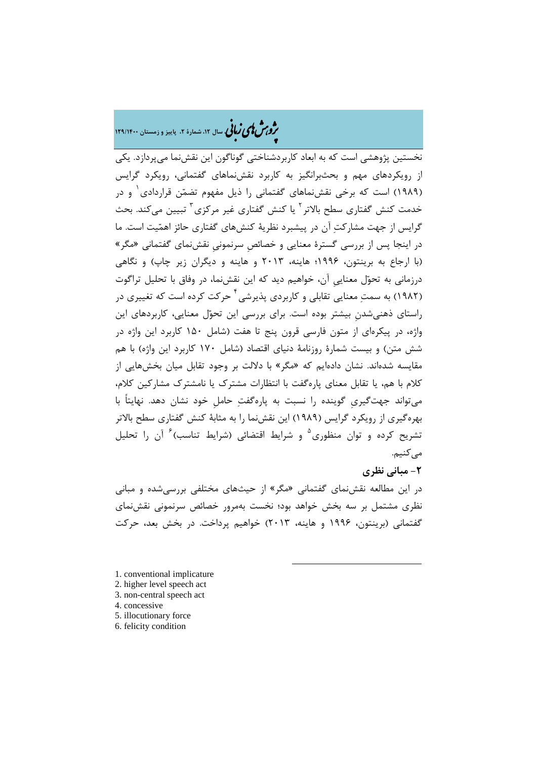نخستین پژوهشی است که به ابعاد کاربردشناختی گوناگون این نقش‌نما می‌پردازد. یکی از رویکردهای مهم و بحث‌برانگیز به کاربرد نقش‌نماهای گفتمانی، رویکرد گرایس (۱۹۸۹) است که برخی نقش‌نماهای گفتمانی را ذیل مفهوم تضمّن قراردادی[1] و در خدمت کنش گفتاری سطح بالاتر[2] یا کنش گفتاری غیر مرکزی[3] تبیین می‌کند. بحث گرایس از جهت مشارکتِ آن در پیشبرد نظریهٔ کنش‌های گفتاری حائز اهمّیت است. ما در اینجا پس از بررسی گسترهٔ معنایی و خصائصِ سرنمونیِ نقش‌نمای گفتمانی «مگر» (با ارجاع به برینتون، ۱۹۹۶؛ هاینه، ۲۰۱۳ و هاینه و دیگران زیر چاپ) و نگاهی درزمانی به تحوّل معناییِ آن، خواهیم دید که این نقش‌نما، در وفاق با تحلیل تراگوت (۱۹۸۲) به سمتِ معنایی تقابلی و کاربردی پذیرشی[4] حرکت کرده است که تغییری در راستای ذهنی‌شدنِ بیشتر بوده است. برای بررسی این تحوّل معنایی، کاربردهای این واژه، در پیکره‌ای از متون فارسی قرون پنج تا هفت (شامل ۱۵۰ کاربرد این واژه در شش متن) و بیست شمارهٔ روزنامهٔ دنیای اقتصاد (شامل ۱۷۰ کاربرد این واژه) با هم مقایسه شده‌اند. نشان داده‌ایم که «مگر» با دلالت بر وجود تقابل میان بخش‌هایی از کلام با هم، یا تقابل معنای پاره‌گفت با انتظارات مشترک یا نامشترک مشارکین کلام، می‌تواند جهت‌گیریِ گوینده را نسبت به پاره‌گفتِ حاملِ خود نشان دهد. نهایتاً با بهره‌گیری از رویکرد گرایس (۱۹۸۹) این نقش‌نما را به مثابهٔ کنش گفتاری سطح بالاتر تشریح کرده و توان منظوری[5] و شرایط اقتضائی (شرایط تناسب)[6] آن را تحلیل می‌کنیم.

## ۲- مبانی نظری

در این مطالعه نقش‌نمای گفتمانی «مگر» از حیث‌های مختلفی بررسی‌شده و مبانی نظری مشتمل بر سه بخش خواهد بود؛ نخست به‌مرور خصائص سرنمونی نقش‌نمای گفتمانی (برینتون، ۱۹۹۶ و هاینه، ۲۰۱۳) خواهیم پرداخت. در بخش بعد، حرکت

---

1. conventional implicature
2. higher level speech act
3. non-central speech act
4. concessive
5. illocutionary force
6. felicity condition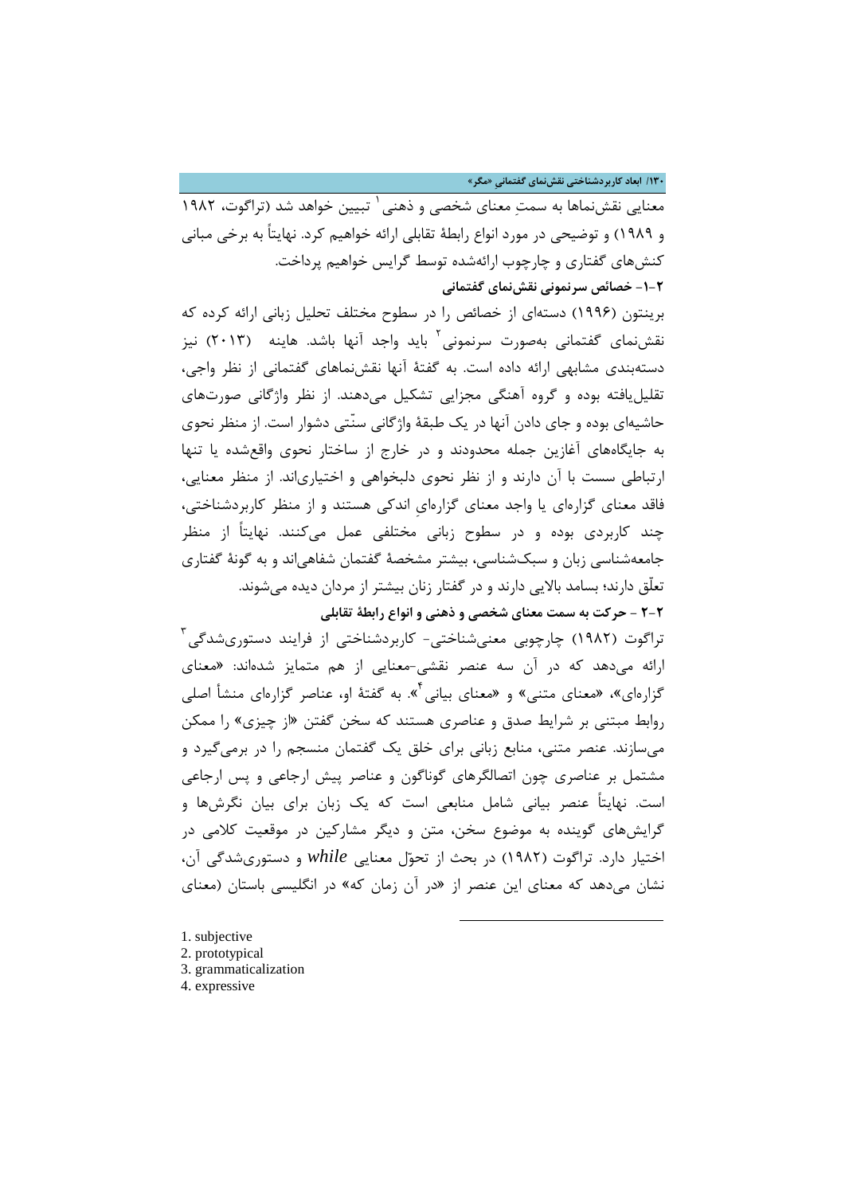معنایی نقش‌نماها به سمتِ معنای شخصی و ذهنی[1] تبیین خواهد شد (تراگوت، ۱۹۸۲ و ۱۹۸۹) و توضیحی در مورد انواع رابطۀ تقابلی ارائه خواهیم کرد. نهایتاً به برخی مبانی کنش‌های گفتاری و چارچوب ارائه‌شده توسط گرایس خواهیم پرداخت.

**۲-۱- خصائص سرنمونی نقش‌نمای گفتمانی**

برینتون (۱۹۹۶) دسته‌ای از خصائص را در سطوح مختلف تحلیل زبانی ارائه کرده که نقش‌نمای گفتمانی به‌صورت سرنمونی[2] باید واجد آنها باشد. هاینه (۲۰۱۳) نیز دسته‌بندی مشابهی ارائه داده است. به گفتۀ آنها نقش‌نماهای گفتمانی از نظر واجی، تقلیل‌یافته بوده و گروه آهنگی مجزایی تشکیل می‌دهند. از نظر واژگانی صورت‌های حاشیه‌ای بوده و جای دادن آنها در یک طبقۀ واژگانی سنّتی دشوار است. از منظر نحوی به جایگاه‌های آغازین جمله محدودند و در خارج از ساختار نحوی واقع‌شده یا تنها ارتباطی سست با آن دارند و از نظر نحوی دلبخواهی و اختیاری‌اند. از منظر معنایی، فاقد معنای گزاره‌ای یا واجد معنای گزاره‌ایِ اندکی هستند و از منظر کاربردشناختی، چند کاربردی بوده و در سطوح زبانی مختلفی عمل می‌کنند. نهایتاً از منظر جامعه‌شناسی زبان و سبک‌شناسی، بیشتر مشخصۀ گفتمان شفاهی‌اند و به گونۀ گفتاری تعلّق دارند؛ بسامد بالایی دارند و در گفتار زنان بیشتر از مردان دیده می‌شوند.

**۲-۲ - حرکت به سمت معنای شخصی و ذهنی و انواع رابطۀ تقابلی**

تراگوت (۱۹۸۲) چارچوبی معنی‌شناختی- کاربردشناختی از فرایند دستوری‌شدگی[3] ارائه می‌دهد که در آن سه عنصر نقشی-معنایی از هم متمایز شده‌اند: «معنای گزاره‌ای»، «معنای متنی» و «معنای بیانی[4]». به گفتۀ او، عناصر گزاره‌ای منشأ اصلی روابط مبتنی بر شرایط صدق و عناصری هستند که سخن گفتن «از چیزی» را ممکن می‌سازند. عنصر متنی، منابع زبانی برای خلق یک گفتمان منسجم را در برمی‌گیرد و مشتمل بر عناصری چون اتصالگرهای گوناگون و عناصر پیش ارجاعی و پس ارجاعی است. نهایتاً عنصر بیانی شامل منابعی است که یک زبان برای بیان نگرش‌ها و گرایش‌های گوینده به موضوع سخن، متن و دیگر مشارکین در موقعیت کلامی در اختیار دارد. تراگوت (۱۹۸۲) در بحث از تحوّل معنایی *while* و دستوری‌شدگی آن، نشان می‌دهد که معنای این عنصر از «در آن زمان که» در انگلیسی باستان (معنای

---

1. subjective
2. prototypical
3. grammaticalization
4. expressive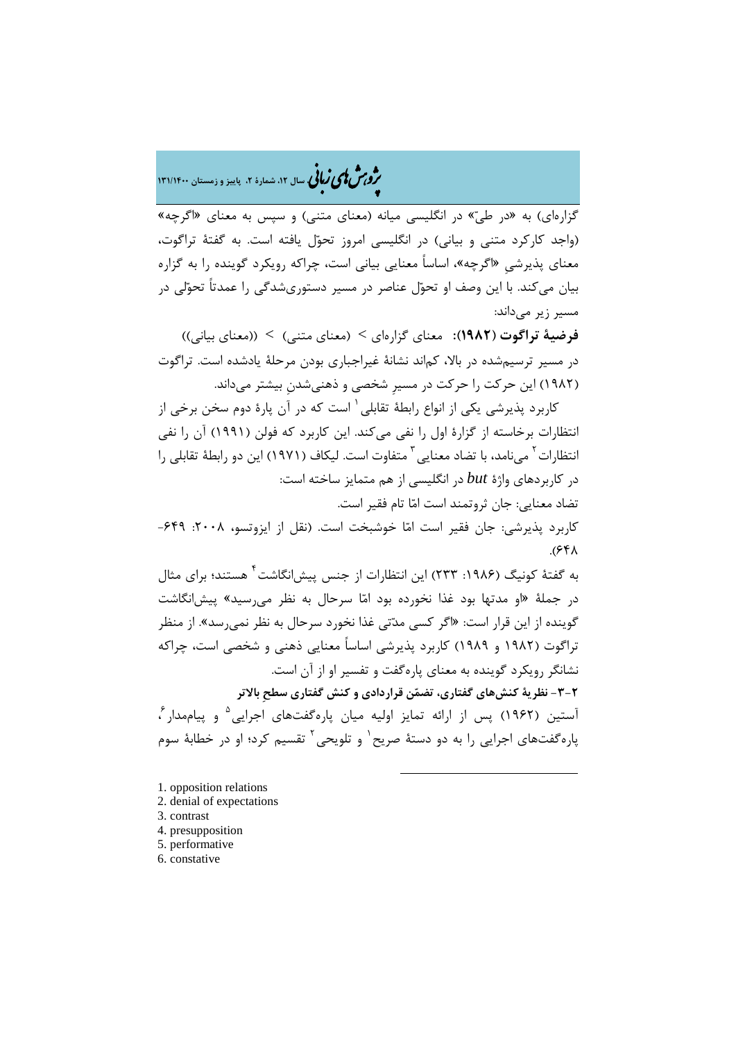گزاره‌ای) به «در طیّ» در انگلیسی میانه (معنای متنی) و سپس به معنای «اگرچه» (واجد کارکرد متنی و بیانی) در انگلیسی امروز تحوّل یافته است. به گفتهٔ تراگوت، معنای پذیرشیِ «اگرچه»، اساساً معنایی بیانی است، چراکه رویکرد گوینده را به گزاره بیان می‌کند. با این وصف او تحوّل عناصر در مسیر دستوری‌شدگی را عمدتاً تحوّلی در مسیر زیر می‌داند:

**فرضیهٔ تراگوت (۱۹۸۲):** معنای گزاره‌ای > (معنای متنی) > ((معنای بیانی))

در مسیر ترسیم‌شده در بالا، کمانک نشانهٔ غیراجباری بودن مرحلهٔ یادشده است. تراگوت (۱۹۸۲) این حرکت را حرکت در مسیرِ شخصی و ذهنی‌شدنِ بیشتر می‌داند.

کاربرد پذیرشی یکی از انواع رابطهٔ تقابلی[1] است که در آن پارهٔ دوم سخن برخی از انتظارات برخاسته از گزارهٔ اول را نفی می‌کند. این کاربرد که فولن (۱۹۹۱) آن را نفی انتظارات[2] می‌نامد، با تضاد معنایی[3] متفاوت است. لیکاف (۱۹۷۱) این دو رابطهٔ تقابلی را در کاربردهای واژهٔ *but* در انگلیسی از هم متمایز ساخته است:

تضاد معنایی: جان ثروتمند است امّا تام فقیر است.

کاربرد پذیرشی: جان فقیر است امّا خوشبخت است. (نقل از ایزوتسو، ۲۰۰۸: ۶۴۹-۶۴۸).

به گفتهٔ کونیگ (۱۹۸۶: ۲۳۳) این انتظارات از جنس پیش‌انگاشت[4] هستند؛ برای مثال در جملهٔ «او مدتها بود غذا نخورده بود امّا سرحال به نظر می‌رسید» پیش‌انگاشت گوینده از این قرار است: «اگر کسی مدّتی غذا نخورد سرحال به نظر نمی‌رسد». از منظر تراگوت (۱۹۸۲ و ۱۹۸۹) کاربرد پذیرشی اساساً معنایی ذهنی و شخصی است، چراکه نشانگر رویکرد گوینده به معنای پاره‌گفت و تفسیر او از آن است.

**۲-۳- نظریهٔ کنش‌های گفتاری، تضمّن قراردادی و کنش گفتاری سطحِ بالاتر**

آستین (۱۹۶۲) پس از ارائه تمایز اولیه میان پاره‌گفت‌های اجرایی[5] و پیام‌مدار[6]، پاره‌گفت‌های اجرایی را به دو دستهٔ صریح[1] و تلویحی[2] تقسیم کرد؛ او در خطابهٔ سوم

---

1. opposition relations
2. denial of expectations
3. contrast
4. presupposition
5. performative
6. constative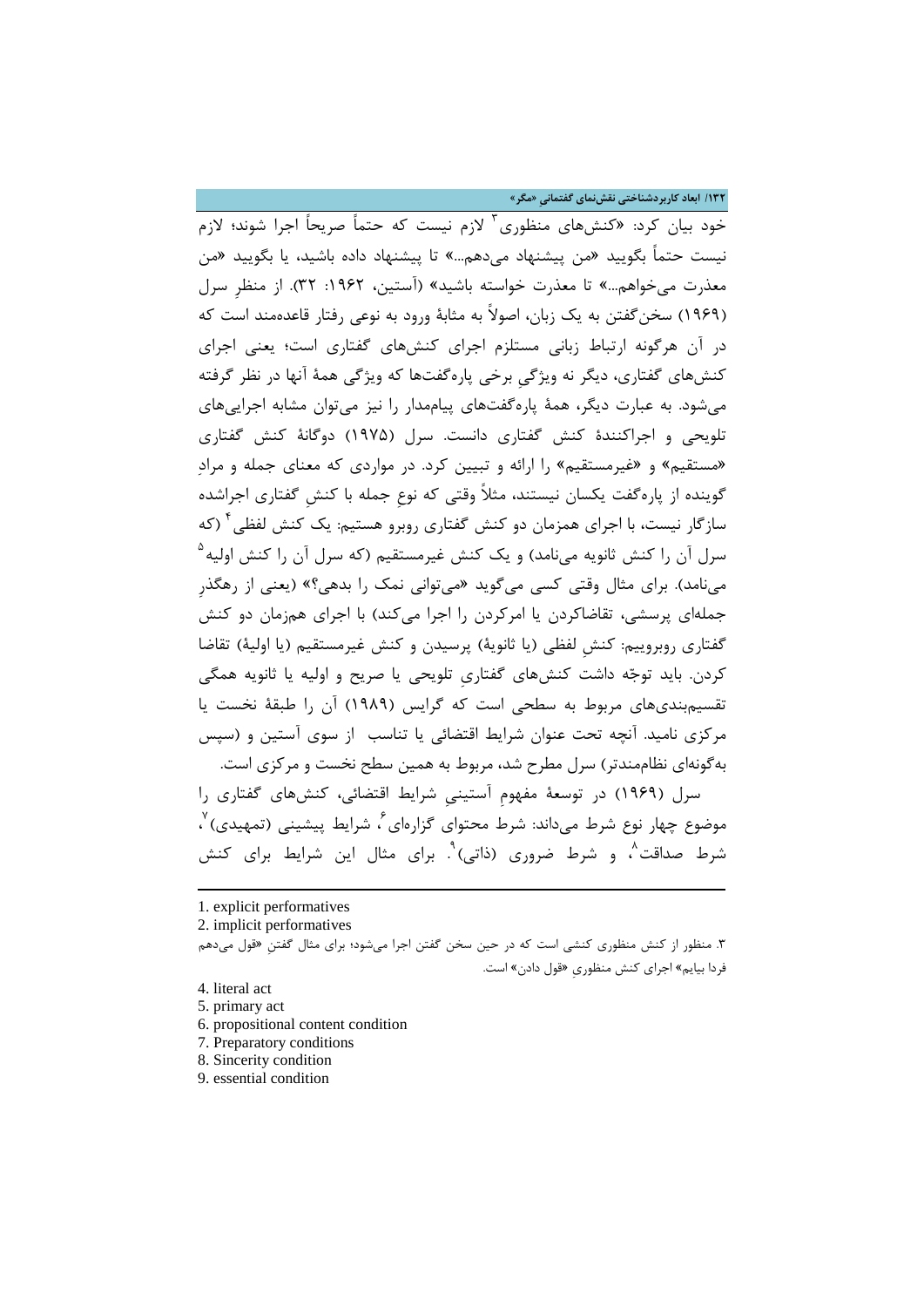خود بیان کرد: «کنش‌های منظوری[3] لازم نیست که حتماً صریحاً اجرا شوند؛ لازم نیست حتماً بگویید «من پیشنهاد می‌دهم...» تا پیشنهاد داده باشید، یا بگویید «من معذرت می‌خواهم...» تا معذرت خواسته باشید» (آستین، ۱۹۶۲: ۳۲). از منظرِ سرل (۱۹۶۹) سخن‌گفتن به یک زبان، اصولاً به مثابهٔ ورود به نوعی رفتار قاعده‌مند است که در آن هرگونه ارتباط زبانی مستلزم اجرای کنش‌های گفتاری است؛ یعنی اجرای کنش‌های گفتاری، دیگر نه ویژگیِ برخی پاره‌گفت‌ها که ویژگی همهٔ آنها در نظر گرفته می‌شود. به عبارت دیگر، همهٔ پاره‌گفت‌های پیام‌مدار را نیز می‌توان مشابه اجرایی‌های تلویحی و اجراکنندهٔ کنش گفتاری دانست. سرل (۱۹۷۵) دوگانهٔ کنش گفتاری «مستقیم» و «غیرمستقیم» را ارائه و تبیین کرد. در مواردی که معنای جمله و مرادِ گوینده از پاره‌گفت یکسان نیستند، مثلاً وقتی که نوعِ جمله با کنشِ گفتاری اجراشده سازگار نیست، با اجرای همزمان دو کنش گفتاری روبرو هستیم: یک کنش لفظی[4] (که سرل آن را کنش ثانویه می‌نامد) و یک کنش غیرمستقیم (که سرل آن را کنش اولیه[5] می‌نامد). برای مثال وقتی کسی می‌گوید «می‌توانی نمک را بدهی؟» (یعنی از رهگذرِ جمله‌ای پرسشی، تقاضاکردن یا امرکردن را اجرا می‌کند) با اجرای همزمان دو کنش گفتاری روبروییم: کنشِ لفظی (یا ثانویهٔ) پرسیدن و کنش غیرمستقیم (یا اولیهٔ) تقاضا کردن. باید توجّه داشت کنش‌های گفتاریِ تلویحی یا صریح و اولیه یا ثانویه همگی تقسیم‌بندی‌های مربوط به سطحی است که گرایس (۱۹۸۹) آن را طبقهٔ نخست یا مرکزی نامید. آنچه تحت عنوان شرایط اقتضائی یا تناسب از سوی آستین و (سپس به‌گونه‌ای نظام‌مندتر) سرل مطرح شد، مربوط به همین سطح نخست و مرکزی است.

سرل (۱۹۶۹) در توسعهٔ مفهومِ آستینیِ شرایط اقتضائی، کنش‌های گفتاری را موضوع چهار نوع شرط می‌داند: شرط محتوای گزاره‌ای[6]، شرایط پیشینی (تمهیدی)[7]، شرط صداقت[8]، و شرط ضروری (ذاتی)[9]. برای مثال این شرایط برای کنش

---

1. explicit performatives
2. implicit performatives
3. منظور از کنش منظوری کنشی است که در حین سخن گفتن اجرا می‌شود؛ برای مثال گفتنِ «قول می‌دهم فردا بیایم» اجرای کنش منظوریِ «قول دادن» است.
4. literal act
5. primary act
6. propositional content condition
7. Preparatory conditions
8. Sincerity condition
9. essential condition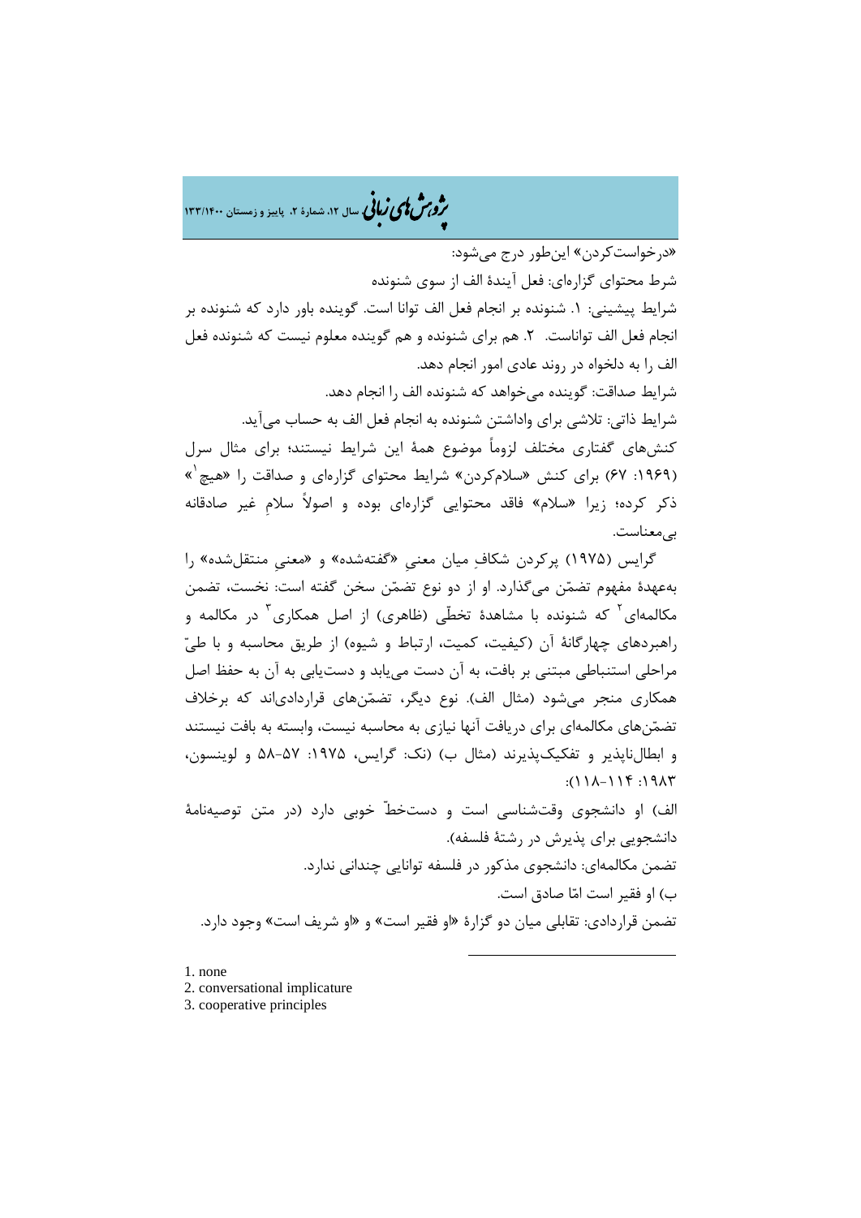«درخواست‌کردن» این‌طور درج می‌شود:

شرط محتوای گزاره‌ای: فعل آیندهٔ الف از سوی شنونده

شرایط پیشینی: ۱. شنونده بر انجام فعل الف توانا است. گوینده باور دارد که شنونده بر انجام فعل الف تواناست. ۲. هم برای شنونده و هم گوینده معلوم نیست که شنونده فعل الف را به دلخواه در روند عادی امور انجام دهد.

شرایط صداقت: گوینده می‌خواهد که شنونده الف را انجام دهد.

شرایط ذاتی: تلاشی برای واداشتن شنونده به انجام فعل الف به حساب می‌آید.

کنش‌های گفتاری مختلف لزوماً موضوع همهٔ این شرایط نیستند؛ برای مثال سرل (۱۹۶۹: ۶۷) برای کنش «سلام‌کردن» شرایط محتوای گزاره‌ای و صداقت را «هیچ[1]» ذکر کرده؛ زیرا «سلام» فاقد محتوایی گزاره‌ای بوده و اصولاً سلامِ غیر صادقانه بی‌معناست.

گرایس (۱۹۷۵) پرکردن شکافِ میان معنیِ «گفته‌شده» و «معنیِ منتقل‌شده» را به‌عهدهٔ مفهوم تضمّن می‌گذارد. او از دو نوع تضمّن سخن گفته است: نخست، تضمن مکالمه‌ای[2] که شنونده با مشاهدهٔ تخطّی (ظاهری) از اصل همکاری[3] در مکالمه و راهبردهای چهارگانهٔ آن (کیفیت، کمیت، ارتباط و شیوه) از طریق محاسبه و با طیّ مراحلی استنباطی مبتنی بر بافت، به آن دست می‌یابد و دست‌یابی به آن به حفظ اصل همکاری منجر می‌شود (مثال الف). نوع دیگر، تضمّن‌های قراردادی‌اند که برخلاف تضمّن‌های مکالمه‌ای برای دریافت آنها نیازی به محاسبه نیست، وابسته به بافت نیستند و ابطال‌ناپذیر و تفکیک‌پذیرند (مثال ب) (نک: گرایس، ۱۹۷۵: ۵۷-۵۸ و لوینسون، ۱۹۸۳: ۱۱۴-۱۱۸):

الف) او دانشجوی وقت‌شناسی است و دست‌خطّ خوبی دارد (در متن توصیه‌نامهٔ دانشجویی برای پذیرش در رشتهٔ فلسفه).

تضمن مکالمه‌ای: دانشجوی مذکور در فلسفه توانایی چندانی ندارد.

ب) او فقیر است امّا صادق است.

تضمن قراردادی: تقابلی میان دو گزارهٔ «او فقیر است» و «او شریف است» وجود دارد.

---

1. none
2. conversational implicature
3. cooperative principles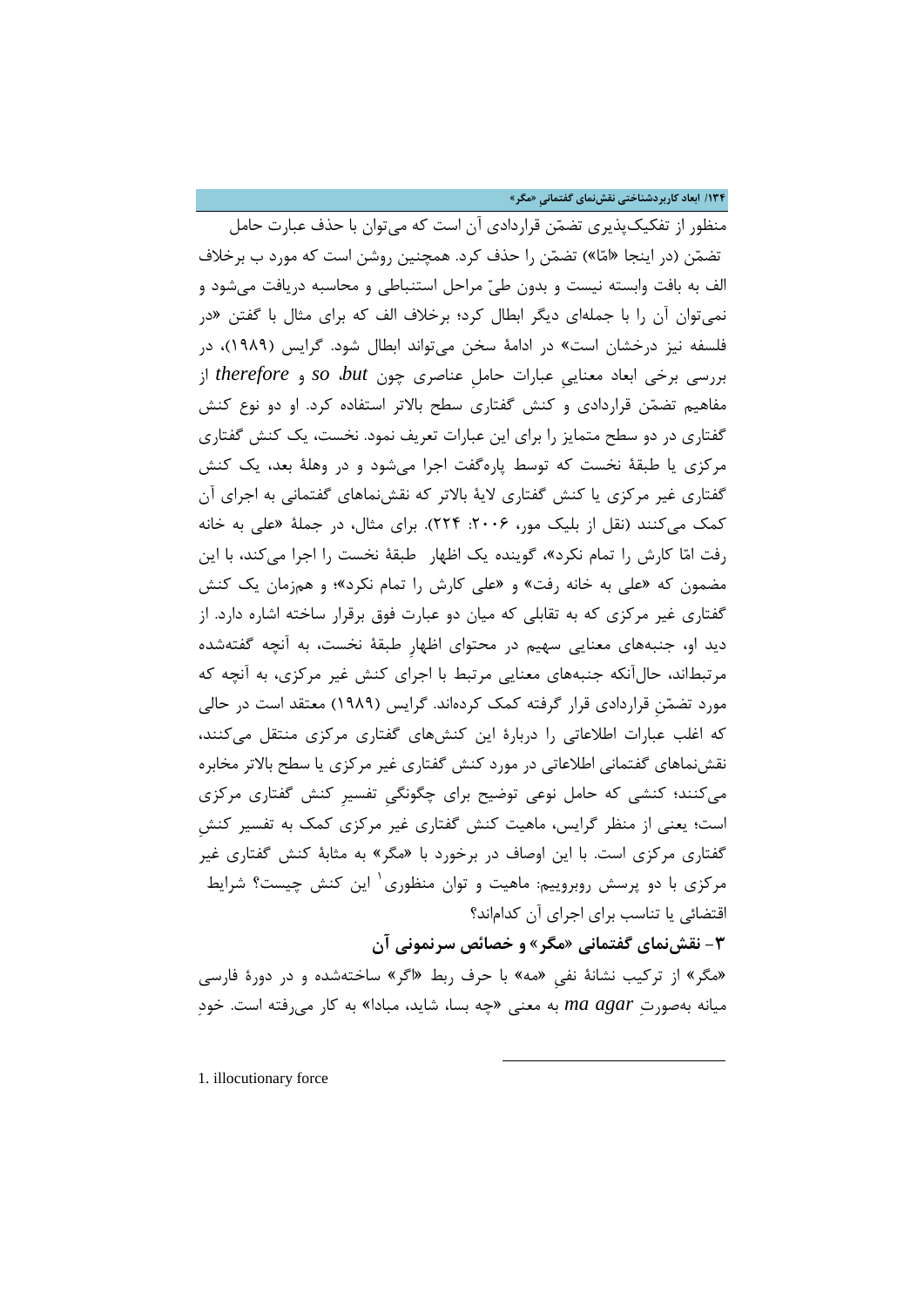منظور از تفکیک‌پذیری تضمّن قراردادی آن است که می‌توان با حذف عبارت حامل تضمّن (در اینجا «امّا») تضمّن را حذف کرد. همچنین روشن است که مورد ب برخلاف الف به بافت وابسته نیست و بدون طیّ مراحل استنباطی و محاسبه دریافت می‌شود و نمی‌توان آن را با جمله‌ای دیگر ابطال کرد؛ برخلاف الف که برای مثال با گفتن «در فلسفه نیز درخشان است» در ادامهٔ سخن می‌تواند ابطال شود. گرایس (۱۹۸۹)، در بررسی برخی ابعاد معناییِ عبارات حاملِ عناصری چون *so* ،*but* و *therefore* از مفاهیم تضمّن قراردادی و کنش گفتاری سطح بالاتر استفاده کرد. او دو نوع کنش گفتاری در دو سطح متمایز را برای این عبارات تعریف نمود. نخست، یک کنش گفتاری مرکزی یا طبقهٔ نخست که توسط پاره‌گفت اجرا می‌شود و در وهلهٔ بعد، یک کنش گفتاری غیر مرکزی یا کنش گفتاری لایهٔ بالاتر که نقش‌نماهای گفتمانی به اجرای آن کمک می‌کنند (نقل از بلیک مور، ۲۰۰۶: ۲۲۴). برای مثال، در جملهٔ «علی به خانه رفت امّا کارش را تمام نکرد»، گوینده یک اظهار طبقهٔ نخست را اجرا می‌کند، با این مضمون که «علی به خانه رفت» و «علی کارش را تمام نکرد»؛ و همزمان یک کنش گفتاری غیر مرکزی که به تقابلی که میان دو عبارت فوق برقرار ساخته اشاره دارد. از دید او، جنبه‌های معنایی سهیم در محتوای اظهارِ طبقهٔ نخست، به آنچه گفته‌شده مرتبط‌اند، حال‌آنکه جنبه‌های معنایی مرتبط با اجرای کنش غیر مرکزی، به آنچه که مورد تضمّنِ قراردادی قرار گرفته کمک کرده‌اند. گرایس (۱۹۸۹) معتقد است در حالی که اغلب عبارات اطلاعاتی را دربارهٔ این کنش‌های گفتاری مرکزی منتقل می‌کنند، نقش‌نماهای گفتمانی اطلاعاتی در مورد کنش گفتاری غیر مرکزی یا سطح بالاتر مخابره می‌کنند؛ کنشی که حامل نوعی توضیح برای چگونگیِ تفسیرِ کنش گفتاری مرکزی است؛ یعنی از منظر گرایس، ماهیت کنش گفتاری غیر مرکزی کمک به تفسیر کنشِ گفتاری مرکزی است. با این اوصاف در برخورد با «مگر» به مثابهٔ کنش گفتاری غیر مرکزی با دو پرسش روبروییم: ماهیت و توان منظوری[1] این کنش چیست؟ شرایط اقتضائی یا تناسب برای اجرای آن کدام‌اند؟

## ۳- نقش‌نمای گفتمانی «مگر» و خصائص سرنمونی آن

«مگر» از ترکیب نشانهٔ نفیِ «مه» با حرف ربط «اگر» ساخته‌شده و در دورهٔ فارسی میانه به‌صورتِ *ma agar* به معنی «چه بسا، شاید، مبادا» به کار می‌رفته است. خودِ

---

1. illocutionary force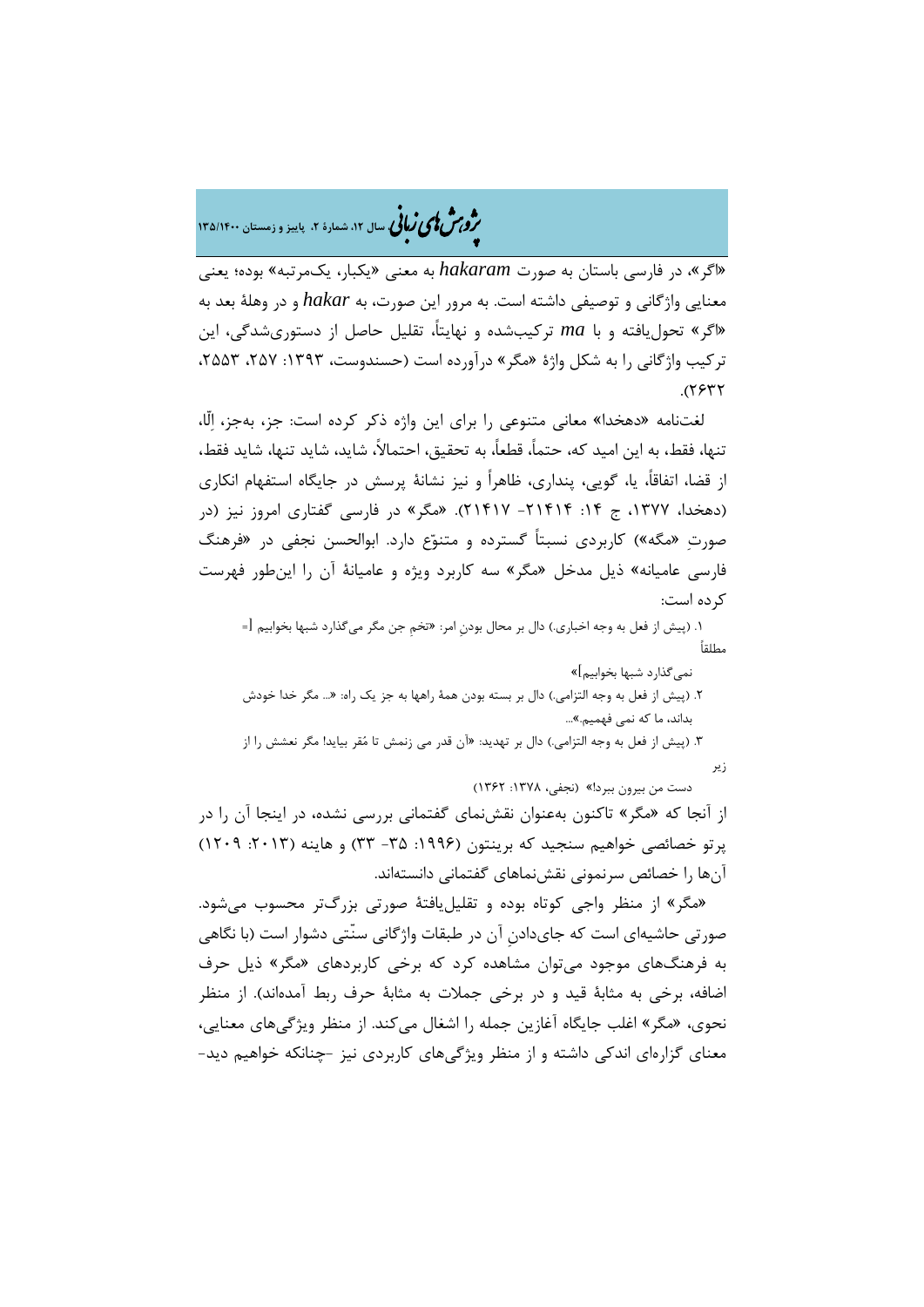«اگر»، در فارسی باستان به صورت *hakaram* به معنی «یکبار، یک‌مرتبه» بوده؛ یعنی معنایی واژگانی و توصیفی داشته است. به مرور این صورت، به *hakar* و در وهلهٔ بعد به «اگر» تحول‌یافته و با *ma* ترکیب‌شده و نهایتاً، تقلیل حاصل از دستوری‌شدگی، این ترکیب واژگانی را به شکل واژهٔ «مگر» درآورده است (حسندوست، ۱۳۹۳: ۲۵۷، ۲۵۵۳، ۲۶۳۲).

لغت‌نامه «دهخدا» معانی متنوعی را برای این واژه ذکر کرده است: جز، به‌جز، اِلّا، تنها، فقط، به این امید که، حتماً، قطعاً، به تحقیق، احتمالاً، شاید، شاید تنها، شاید فقط، از قضا، اتفاقاً، یا، گویی، پنداری، ظاهراً و نیز نشانهٔ پرسش در جایگاه استفهام انکاری (دهخدا، ۱۳۷۷، ج ۱۴: ۲۱۴۱۴- ۲۱۴۱۷). «مگر» در فارسی گفتاری امروز نیز (در صورتِ «مگه») کاربردی نسبتاً گسترده و متنوّع دارد. ابوالحسن نجفی در «فرهنگ فارسی عامیانه» ذیل مدخل «مگر» سه کاربرد ویژه و عامیانهٔ آن را این‌طور فهرست کرده است:

۱. (پیش از فعل به وجه اخباری.) دال بر محال بودنِ امر: «تخمِ جن مگر می‌گذارد شبها بخوابیم [= مطلقاً نمی‌گذارد شبها بخوابیم]»

۲. (پیش از فعل به وجه التزامی.) دال بر بسته بودن همهٔ راهها به جز یک راه: «... مگر خدا خودش بداند، ما که نمی فهمیم.»...

۳. (پیش از فعل به وجه التزامی.) دال بر تهدید: «آن قدر می زنمش تا مُقر بیاید! مگر نعشش را از زیر دست من بیرون ببرد!» (نجفی، ۱۳۷۸: ۱۳۶۲)

از آنجا که «مگر» تاکنون به‌عنوان نقش‌نمای گفتمانی بررسی نشده، در اینجا آن را در پرتو خصائصی خواهیم سنجید که برینتون (۱۹۹۶: ۳۵- ۳۳) و هاینه (۲۰۱۳: ۱۲۰۹) آن‌ها را خصائص سرنمونی نقش‌نماهای گفتمانی دانسته‌اند.

«مگر» از منظر واجی کوتاه بوده و تقلیل‌یافتهٔ صورتی بزرگ‌تر محسوب می‌شود. صورتی حاشیه‌ای است که جای‌دادنِ آن در طبقات واژگانی سنّتی دشوار است (با نگاهی به فرهنگ‌های موجود می‌توان مشاهده کرد که برخی کاربردهای «مگر» ذیل حرف اضافه، برخی به مثابهٔ قید و در برخی جملات به مثابهٔ حرف ربط آمده‌اند). از منظر نحوی، «مگر» اغلب جایگاه آغازین جمله را اشغال می‌کند. از منظر ویژگی‌های معنایی، معنای گزاره‌ای اندکی داشته و از منظر ویژگی‌های کاربردی نیز -چنانکه خواهیم دید-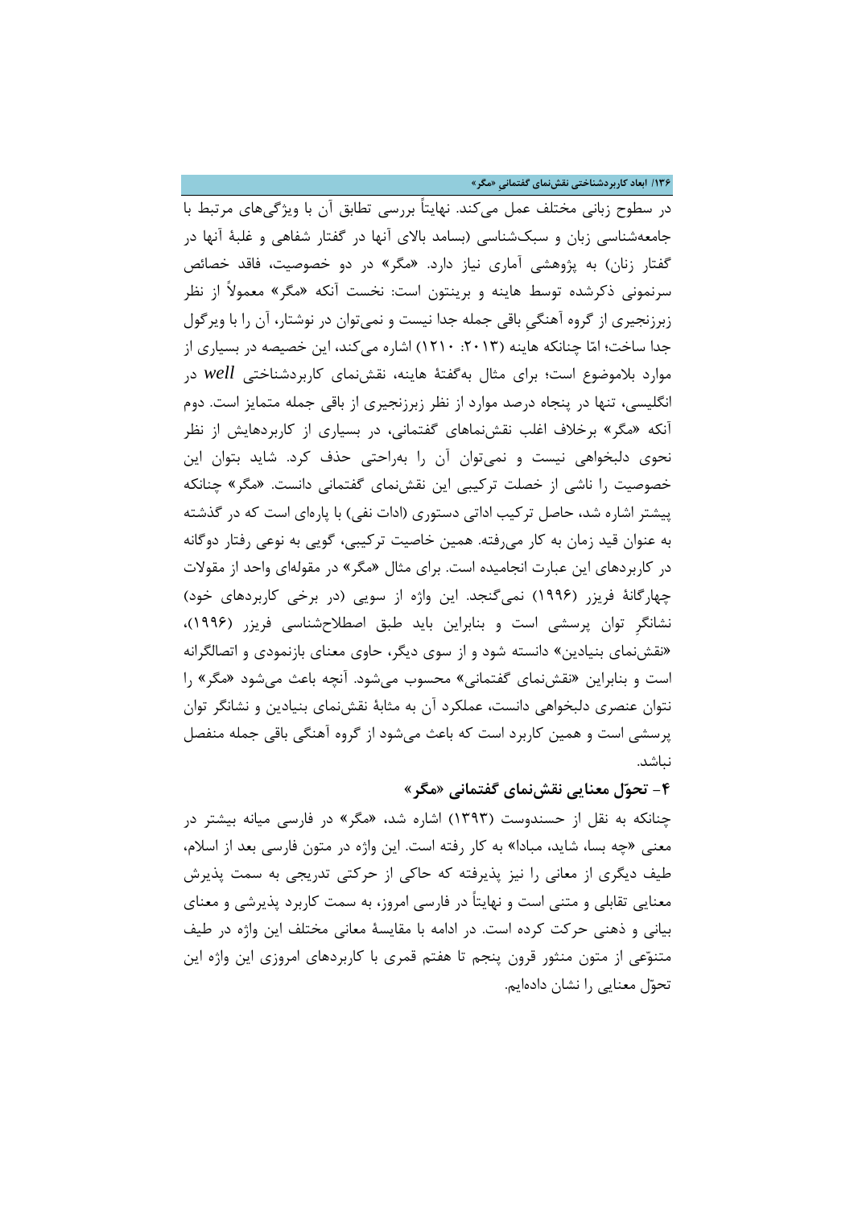در سطوح زبانی مختلف عمل می‌کند. نهایتاً بررسی تطابق آن با ویژگی‌های مرتبط با جامعه‌شناسی زبان و سبک‌شناسی (بسامد بالای آنها در گفتار شفاهی و غلبهٔ آنها در گفتار زنان) به پژوهشی آماری نیاز دارد. «مگر» در دو خصوصیت، فاقد خصائص سرنمونی ذکرشده توسط هاینه و برینتون است: نخست آنکه «مگر» معمولاً از نظر زبرزنجیری از گروه آهنگیِ باقی جمله جدا نیست و نمی‌توان در نوشتار، آن را با ویرگول جدا ساخت؛ امّا چنانکه هاینه (۲۰۱۳: ۱۲۱۰) اشاره می‌کند، این خصیصه در بسیاری از موارد بلاموضوع است؛ برای مثال به‌گفتهٔ هاینه، نقش‌نمای کاربردشناختی *well* در انگلیسی، تنها در پنجاه درصد موارد از نظر زبرزنجیری از باقی جمله متمایز است. دوم آنکه «مگر» برخلاف اغلب نقش‌نماهای گفتمانی، در بسیاری از کاربردهایش از نظر نحوی دلبخواهی نیست و نمی‌توان آن را به‌راحتی حذف کرد. شاید بتوان این خصوصیت را ناشی از خصلت ترکیبی این نقش‌نمای گفتمانی دانست. «مگر» چنانکه پیشتر اشاره شد، حاصل ترکیب اداتی دستوری (ادات نفی) با پاره‌ای است که در گذشته به عنوان قید زمان به کار می‌رفته. همین خاصیت ترکیبی، گویی به نوعی رفتار دوگانه در کاربردهای این عبارت انجامیده است. برای مثال «مگر» در مقوله‌ای واحد از مقولات چهارگانهٔ فریزر (۱۹۹۶) نمی‌گنجد. این واژه از سویی (در برخی کاربردهای خود) نشانگرِ توان پرسشی است و بنابراین باید طبق اصطلاح‌شناسی فریزر (۱۹۹۶)، «نقش‌نمای بنیادین» دانسته شود و از سوی دیگر، حاوی معنای بازنمودی و اتصالگرانه است و بنابراین «نقش‌نمای گفتمانی» محسوب می‌شود. آنچه باعث می‌شود «مگر» را نتوان عنصری دلبخواهی دانست، عملکرد آن به مثابهٔ نقش‌نمای بنیادین و نشانگر توان پرسشی است و همین کاربرد است که باعث می‌شود از گروه آهنگی باقی جمله منفصل نباشد.

## ۴- تحوّل معنایی نقش‌نمای گفتمانی «مگر»

چنانکه به نقل از حسندوست (۱۳۹۳) اشاره شد، «مگر» در فارسی میانه بیشتر در معنی «چه بسا، شاید، مبادا» به کار رفته است. این واژه در متون فارسی بعد از اسلام، طیف دیگری از معانی را نیز پذیرفته که حاکی از حرکتی تدریجی به سمت پذیرش معنایی تقابلی و متنی است و نهایتاً در فارسی امروز، به سمت کاربرد پذیرشی و معنای بیانی و ذهنی حرکت کرده است. در ادامه با مقایسهٔ معانی مختلف این واژه در طیف متنوّعی از متون منثور قرون پنجم تا هفتم قمری با کاربردهای امروزی این واژه این تحوّل معنایی را نشان داده‌ایم.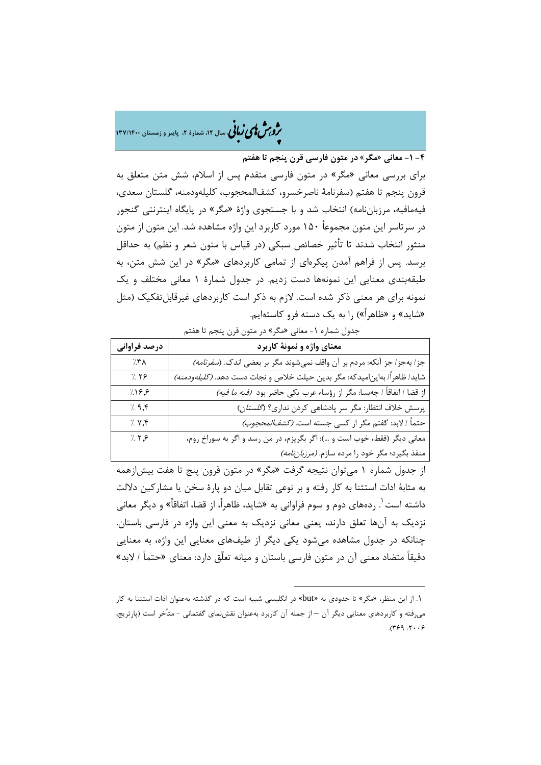### ۴-۱- معانی «مگر» در متون فارسی قرن پنجم تا هفتم

برای بررسی معانی «مگر» در متون فارسی متقدم پس از اسلام، شش متن متعلق به قرون پنجم تا هفتم (سفرنامهٔ ناصرخسرو، کشف‌المحجوب، کلیله‌ودمنه، گلستان سعدی، فیه‌مافیه، مرزبان‌نامه) انتخاب شد و با جستجوی واژهٔ «مگر» در پایگاه اینترنتی گنجور در سرتاسر این متون مجموعاً ۱۵۰ مورد کاربرد این واژه مشاهده شد. این متون از متون منثور انتخاب شدند تا تأثیر خصائص سبکی (در قیاس با متون شعر و نظم) به حداقل برسد. پس از فراهم آمدن پیکره‌ای از تمامی کاربردهای «مگر» در این شش متن، به طبقه‌بندی معنایی این نمونه‌ها دست زدیم. در جدول شمارهٔ ۱ معانی مختلف و یک نمونه برای هر معنی ذکر شده است. لازم به ذکر است کاربردهای غیرقابل‌تفکیک (مثل «شاید» و «ظاهراً») را به یک دسته فرو کاسته‌ایم.

جدول شماره ۱- معانی «مگر» در متون قرن پنجم تا هفتم

| معنای واژه و نمونهٔ کاربرد | درصد فراوانی |
|---|---|
| جز/ به‌جز/ جز آنکه: مردم بر آن واقف نمی‌شوند مگر بر بعضی اندک. *(سفرنامه)* | ٪۳۸ |
| شاید/ ظاهراً/ به‌این‌امیدکه: مگر بدین حیلت خلاص و نجات دست دهد. *(کلیله‌ودمنه)* | ٪ ۲۶ |
| از قضا / اتفاقاً / چه‌بسا: مگر از رؤساء عرب یکی حاضر بود *(فیه ما فیه)* | ٪۱۶٫۶ |
| پرسش خلاف انتظار: مگر سر پادشاهی کردن نداری؟ *(گلستان)* | ٪ ۹٫۴ |
| حتماً / لابد: گفتم مگر از کسی جسته است. *(کشف‌المحجوب)* | ٪ ۷٫۴ |
| معانی دیگر (فقط، خوب است و ...): اگر بگریزم، در من رسد و اگر به سوراخ روم، منفذ بگیرد؛ مگر خود را مرده سازم. *(مرزبان‌نامه)* | ٪ ۲٫۶ |

از جدول شماره ۱ می‌توان نتیجه گرفت «مگر» در متون قرون پنج تا هفت بیش‌ازهمه به مثابهٔ ادات استثنا به کار رفته و بر نوعی تقابل میان دو پارهٔ سخن یا مشارکین دلالت داشته است[۱]. رده‌های دوم و سوم فراوانی به «شاید، ظاهراً، از قضا، اتفاقاً» و دیگر معانی نزدیک به آن‌ها تعلق دارند، یعنی معانی نزدیک به معنی این واژه در فارسی باستان. چنانکه در جدول مشاهده می‌شود یکی دیگر از طیف‌های معنایی این واژه، به معنایی دقیقاً متضاد معنی آن در متون فارسی باستان و میانه تعلّق دارد: معنای «حتماً / لابد»

---

۱. از این منظر، «مگر» تا حدودی به «but» در انگلیسی شبیه است که در گذشته به‌عنوان ادات استثنا به کار می‌رفته و کاربردهای معنایی دیگر آن – از جمله آن کاربرد به‌عنوان نقش‌نمای گفتمانی - متأخر است (پارتریج، ۲۰۰۶: ۳۶۹).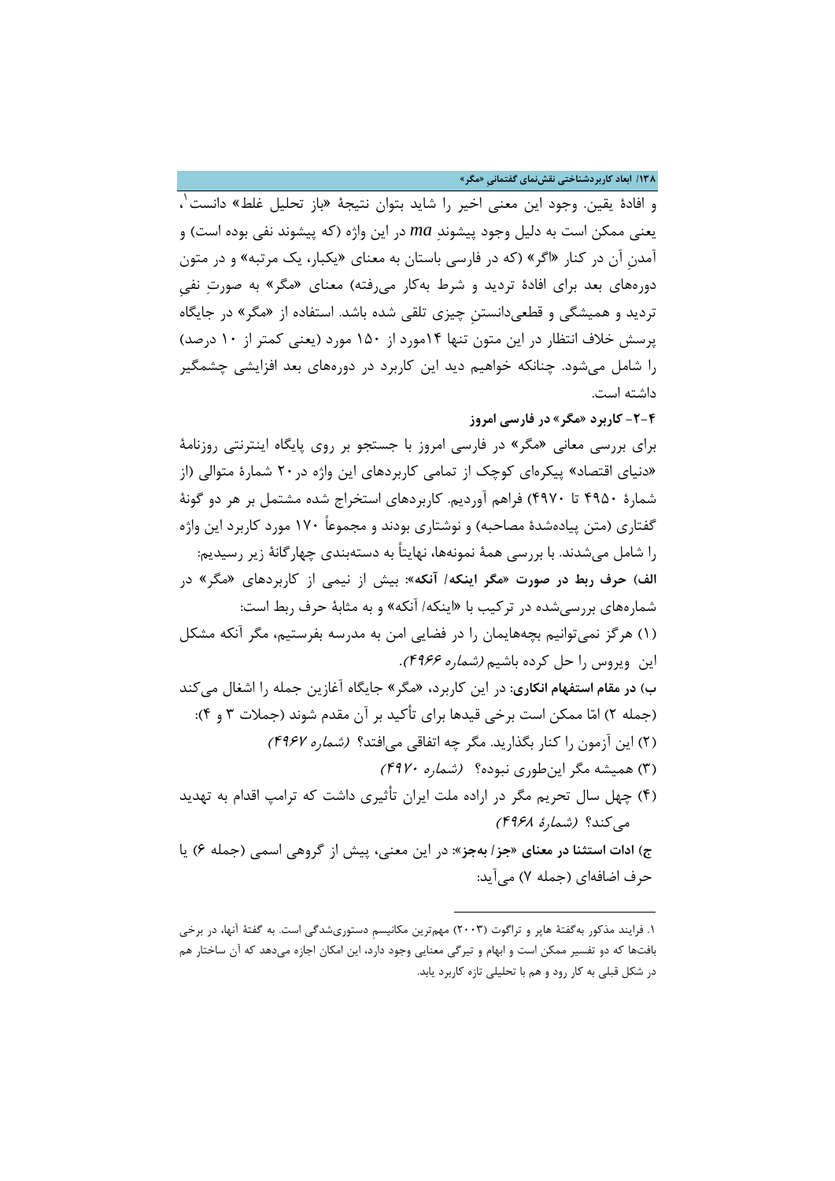و افادهٔ یقین. وجود این معنی اخیر را شاید بتوان نتیجهٔ «باز تحلیل غلط» دانست[1]، یعنی ممکن است به دلیل وجود پیشوندِ *ma* در این واژه (که پیشوند نفی بوده است) و آمدنِ آن در کنار «اگر» (که در فارسی باستان به معنای «یکبار، یک مرتبه» و در متون دوره‌های بعد برای افادهٔ تردید و شرط به‌کار می‌رفته) معنای «مگر» به صورتِ نفیِ تردید و همیشگی و قطعی‌دانستنِ چیزی تلقی شده باشد. استفاده از «مگر» در جایگاه پرسش خلاف انتظار در این متون تنها ۱۴مورد از ۱۵۰ مورد (یعنی کمتر از ۱۰ درصد) را شامل می‌شود. چنانکه خواهیم دید این کاربرد در دوره‌های بعد افزایشی چشمگیر داشته است.

**۴-۲- کاربرد «مگر» در فارسی امروز**

برای بررسی معانی «مگر» در فارسی امروز با جستجو بر روی پایگاه اینترنتی روزنامهٔ «دنیای اقتصاد» پیکره‌ای کوچک از تمامی کاربردهای این واژه در۲۰ شمارهٔ متوالی (از شمارهٔ ۴۹۵۰ تا ۴۹۷۰) فراهم آوردیم. کاربردهای استخراج شده مشتمل بر هر دو گونهٔ گفتاری (متن پیاده‌شدهٔ مصاحبه) و نوشتاری بودند و مجموعاً ۱۷۰ مورد کاربرد این واژه را شامل می‌شدند. با بررسی همهٔ نمونه‌ها، نهایتاً به دسته‌بندی چهارگانهٔ زیر رسیدیم:

**الف) حرف ربط در صورت «مگر اینکه/ آنکه»**: بیش از نیمی از کاربردهای «مگر» در شماره‌های بررسی‌شده در ترکیب با «اینکه/ آنکه» و به مثابهٔ حرف ربط است:

(۱) هرگز نمی‌توانیم بچه‌هایمان را در فضایی امن به مدرسه بفرستیم، مگر آنکه مشکل این ویروس را حل کرده باشیم *(شماره ۴۹۶۶)*.

**ب) در مقام استفهام انکاری**: در این کاربرد، «مگر» جایگاه آغازین جمله را اشغال می‌کند (جمله ۲) امّا ممکن است برخی قیدها برای تأکید بر آن مقدم شوند (جملات ۳ و ۴):

(۲) این آزمون را کنار بگذارید. مگر چه اتفاقی می‌افتد؟ *(شماره ۴۹۶۷)*

(۳) همیشه مگر این‌طوری نبوده؟ *(شماره ۴۹۷۰)*

(۴) چهل سال تحریم مگر در اراده ملت ایران تأثیری داشت که ترامپ اقدام به تهدید می‌کند؟ *(شمارهٔ ۴۹۶۸)*

**ج) ادات استثنا در معنای «جز/ به‌جز»**: در این معنی، پیش از گروهی اسمی (جمله ۶) یا حرف اضافه‌ای (جمله ۷) می‌آید:

---

[1] ۱. فرایند مذکور به‌گفتهٔ هاپر و تراگوت (۲۰۰۳) مهم‌ترین مکانیسمِ دستوری‌شدگی است. به گفتهٔ آنها، در برخی بافت‌ها که دو تفسیر ممکن است و ابهام و تیرگی معنایی وجود دارد، این امکان اجازه می‌دهد که آن ساختار هم در شکل قبلی به کار رود و هم با تحلیلی تازه کاربرد یابد.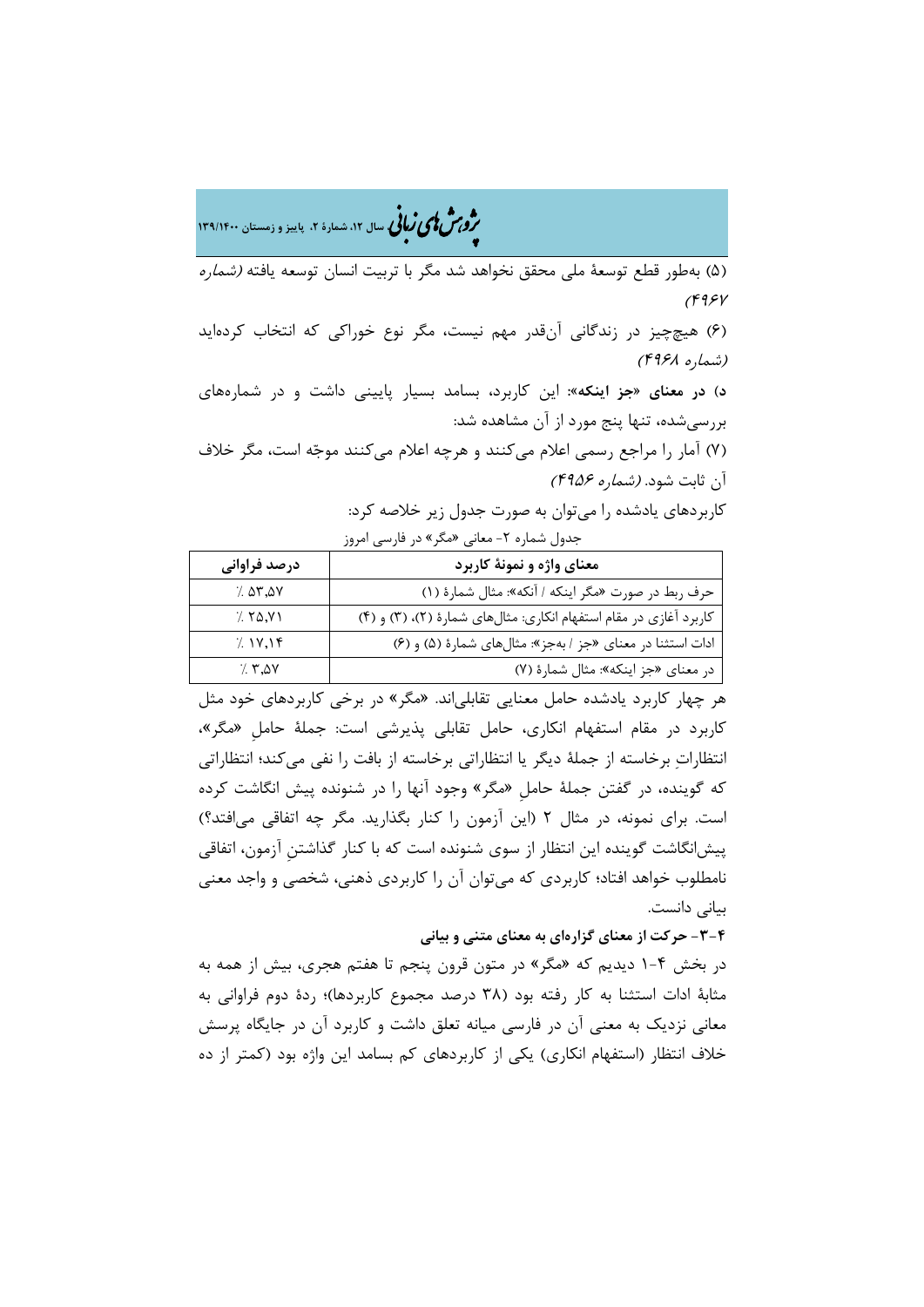(۵) به‌طور قطع توسعهٔ ملی محقق نخواهد شد مگر با تربیت انسان توسعه یافته *(شماره ۴۹۶۷)*

(۶) هیچ‌چیز در زندگانی آن‌قدر مهم نیست، مگر نوع خوراکی که انتخاب کرده‌اید *(شماره ۴۹۶۸)*

**د) در معنای «جز اینکه»:** این کاربرد، بسامد بسیار پایینی داشت و در شماره‌های بررسی‌شده، تنها پنج مورد از آن مشاهده شد:

(۷) آمار را مراجع رسمی اعلام می‌کنند و هرچه اعلام می‌کنند موجّه است، مگر خلاف آن ثابت شود. *(شماره ۴۹۵۶)*

کاربردهای یادشده را می‌توان به صورت جدول زیر خلاصه کرد:

جدول شماره ۲- معانی «مگر» در فارسی امروز

| معنای واژه و نمونهٔ کاربرد | درصد فراوانی |
|---|---|
| حرف ربط در صورت «مگر اینکه / آنکه»: مثال شمارهٔ (۱) | ٪ ۵۳٫۵۷ |
| کاربرد آغازی در مقام استفهام انکاری: مثال‌های شمارهٔ (۲)، (۳) و (۴) | ٪ ۲۵٫۷۱ |
| ادات استثنا در معنای «جز / به‌جز»: مثال‌های شمارهٔ (۵) و (۶) | ٪ ۱۷٫۱۴ |
| در معنای «جز اینکه»: مثال شمارهٔ (۷) | ٪ ۳٫۵۷ |

هر چهار کاربرد یادشده حامل معنایی تقابلی‌اند. «مگر» در برخی کاربردهای خود مثل کاربرد در مقام استفهام انکاری، حامل تقابلی پذیرشی است: جملهٔ حاملِ «مگر»، انتظاراتِ برخاسته از جملهٔ دیگر یا انتظاراتی برخاسته از بافت را نفی می‌کند؛ انتظاراتی که گوینده، در گفتن جملهٔ حاملِ «مگر» وجود آنها را در شنونده پیش انگاشت کرده است. برای نمونه، در مثال ۲ (این آزمون را کنار بگذارید. مگر چه اتفاقی می‌افتد؟) پیش‌انگاشت گوینده این انتظار از سوی شنونده است که با کنار گذاشتنِ آزمون، اتفاقی نامطلوب خواهد افتاد؛ کاربردی که می‌توان آن را کاربردی ذهنی، شخصی و واجد معنی بیانی دانست.

### ۴-۳- حرکت از معنای گزاره‌ای به معنای متنی و بیانی

در بخش ۴-۱ دیدیم که «مگر» در متون قرون پنجم تا هفتم هجری، بیش از همه به مثابهٔ ادات استثنا به کار رفته بود (۳۸ درصد مجموع کاربردها)؛ ردهٔ دوم فراوانی به معانی نزدیک به معنی آن در فارسی میانه تعلق داشت و کاربرد آن در جایگاه پرسش خلاف انتظار (استفهام انکاری) یکی از کاربردهای کم بسامد این واژه بود (کمتر از ده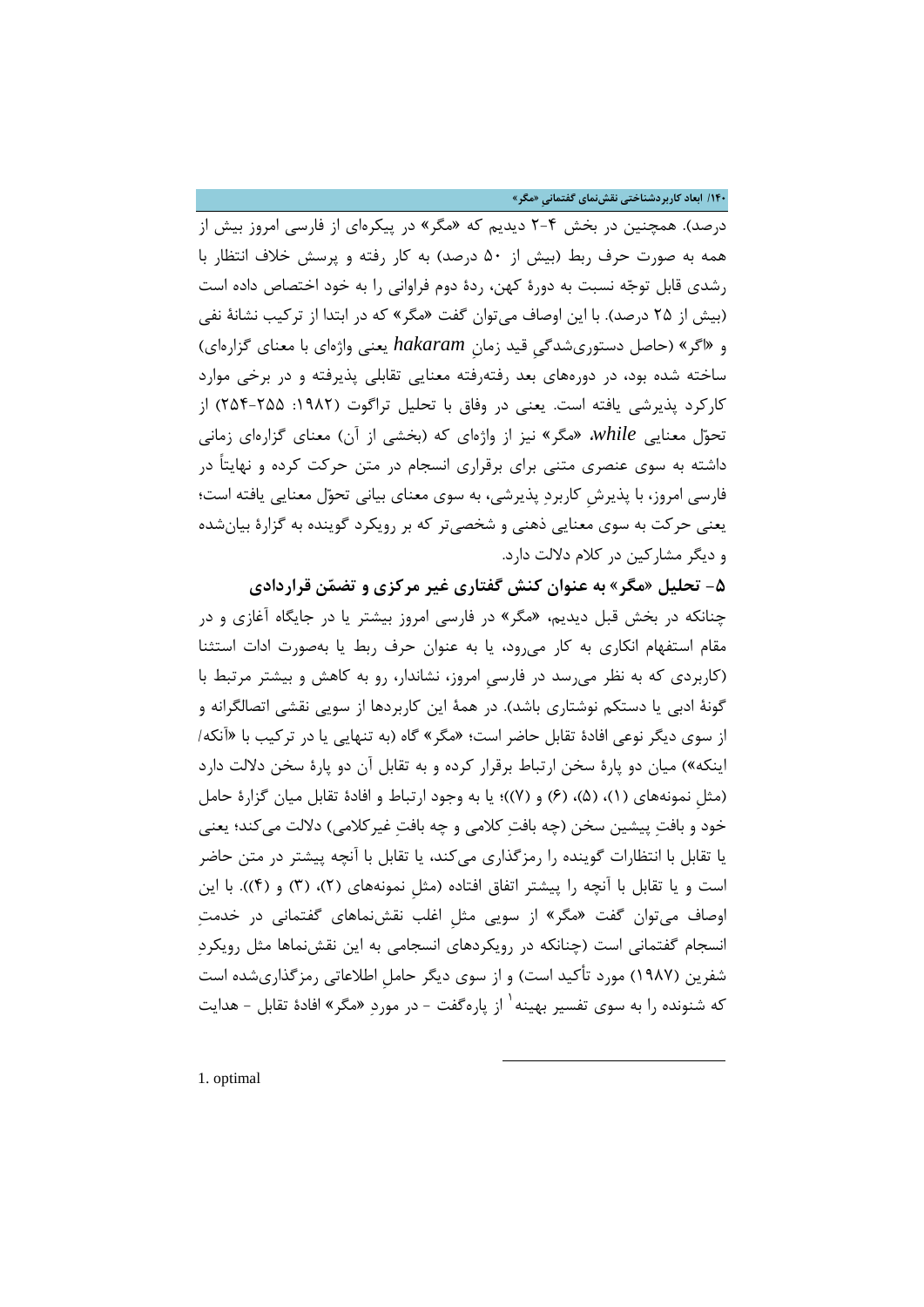درصد). همچنین در بخش ۴-۲ دیدیم که «مگر» در پیکره‌ای از فارسی امروز بیش از همه به صورت حرف ربط (بیش از ۵۰ درصد) به کار رفته و پرسش خلاف انتظار با رشدی قابل توجّه نسبت به دورۀ کهن، ردۀ دوم فراوانی را به خود اختصاص داده است (بیش از ۲۵ درصد). با این اوصاف می‌توان گفت «مگر» که در ابتدا از ترکیب نشانۀ نفی و «اگر» (حاصل دستوری‌شدگیِ قید زمانِ *hakaram* یعنی واژه‌ای با معنای گزاره‌ای) ساخته شده بود، در دوره‌های بعد رفته‌رفته معنایی تقابلی پذیرفته و در برخی موارد کارکرد پذیرشی یافته است. یعنی در وفاق با تحلیل تراگوت (۱۹۸۲: ۲۵۵-۲۵۴) از تحوّل معنایی *while*، «مگر» نیز از واژه‌ای که (بخشی از آن) معنای گزاره‌ای زمانی داشته به سوی عنصری متنی برای برقراری انسجام در متن حرکت کرده و نهایتاً در فارسی امروز، با پذیرشِ کاربردِ پذیرشی، به سوی معنای بیانی تحوّل معنایی یافته است؛ یعنی حرکت به سوی معنایی ذهنی و شخصی‌تر که بر رویکرد گوینده به گزارۀ بیان‌شده و دیگر مشارکین در کلام دلالت دارد.

## ۵- تحلیل «مگر» به عنوان کنش گفتاری غیر مرکزی و تضمّن قراردادی

چنانکه در بخش قبل دیدیم، «مگر» در فارسی امروز بیشتر یا در جایگاه آغازی و در مقام استفهام انکاری به کار می‌رود، یا به عنوان حرف ربط یا به‌صورت ادات استثنا (کاربردی که به نظر می‌رسد در فارسیِ امروز، نشاندار، رو به کاهش و بیشتر مرتبط با گونۀ ادبی یا دستکم نوشتاری باشد). در همۀ این کاربردها از سویی نقشی اتصالگرانه و از سوی دیگر نوعی افادۀ تقابل حاضر است؛ «مگر» گاه (به تنهایی یا در ترکیب با «آنکه/اینکه») میان دو پارۀ سخن ارتباط برقرار کرده و به تقابل آن دو پارۀ سخن دلالت دارد (مثلِ نمونه‌های (۱)، (۵)، (۶) و (۷))؛ یا به وجود ارتباط و افادۀ تقابل میان گزارۀ حامل خود و بافتِ پیشین سخن (چه بافتِ کلامی و چه بافتِ غیرکلامی) دلالت می‌کند؛ یعنی یا تقابل با انتظارات گوینده را رمزگذاری می‌کند، یا تقابل با آنچه پیشتر در متن حاضر است و یا تقابل با آنچه را پیشتر اتفاق افتاده (مثلِ نمونه‌های (۲)، (۳) و (۴)). با این اوصاف می‌توان گفت «مگر» از سویی مثلِ اغلب نقش‌نماهای گفتمانی در خدمتِ انسجام گفتمانی است (چنانکه در رویکردهای انسجامی به این نقش‌نماها مثل رویکردِ شفرین (۱۹۸۷) مورد تأکید است) و از سوی دیگر حاملِ اطلاعاتی رمزگذاری‌شده است که شنونده را به سوی تفسیر بهینه[1] از پاره‌گفت - در موردِ «مگر» افادۀ تقابل - هدایت

---

1. optimal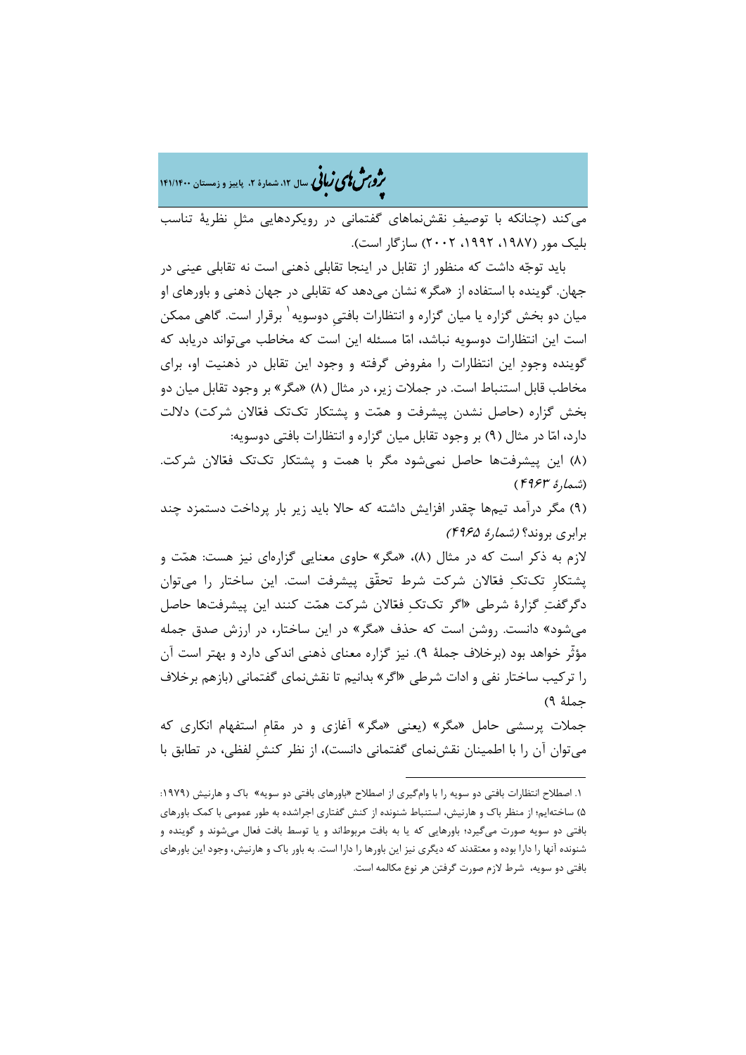می‌کند (چنانکه با توصیفِ نقش‌نماهای گفتمانی در رویکردهایی مثلِ نظریهٔ تناسب بلیک مور (۱۹۸۷، ۱۹۹۲، ۲۰۰۲) سازگار است).

باید توجّه داشت که منظور از تقابل در اینجا تقابلی ذهنی است نه تقابلی عینی در جهان. گوینده با استفاده از «مگر» نشان می‌دهد که تقابلی در جهان ذهنی و باورهای او میان دو بخش گزاره یا میان گزاره و انتظارات بافتیِ دوسویه[۱] برقرار است. گاهی ممکن است این انتظارات دوسویه نباشد، امّا مسئله این است که مخاطب می‌تواند دریابد که گوینده وجودِ این انتظارات را مفروض گرفته و وجود این تقابل در ذهنیت او، برای مخاطب قابل استنباط است. در جملات زیر، در مثال (۸) «مگر» بر وجود تقابل میان دو بخش گزاره (حاصل نشدن پیشرفت و همّت و پشتکار تک‌تک فعّالان شرکت) دلالت دارد، امّا در مثال (۹) بر وجود تقابل میان گزاره و انتظارات بافتی دوسویه:

(۸) این پیشرفت‌ها حاصل نمی‌شود مگر با همت و پشتکار تک‌تک فعّالان شرکت. *(شمارهٔ ۴۹۶۳)*

(۹) مگر درآمد تیم‌ها چقدر افزایش داشته که حالا باید زیر بار پرداخت دستمزد چند برابری بروند؟ *(شمارهٔ ۴۹۶۵)*

لازم به ذکر است که در مثال (۸)، «مگر» حاوی معنایی گزاره‌ای نیز هست: همّت و پشتکارِ تک‌تکِ فعّالان شرکت شرط تحقّق پیشرفت است. این ساختار را می‌توان دگرگفتِ گزارهٔ شرطی «اگر تک‌تکِ فعّالان شرکت همّت کنند این پیشرفت‌ها حاصل می‌شود» دانست. روشن است که حذف «مگر» در این ساختار، در ارزش صدق جمله مؤثّر خواهد بود (برخلاف جملهٔ ۹). نیز گزاره معنای ذهنی اندکی دارد و بهتر است آن را ترکیب ساختار نفی و ادات شرطی «اگر» بدانیم تا نقش‌نمای گفتمانی (بازهم برخلاف جملهٔ ۹)

جملات پرسشی حامل «مگر» (یعنی «مگر» آغازی و در مقامِ استفهام انکاری که می‌توان آن را با اطمینان نقش‌نمای گفتمانی دانست)، از نظر کنشِ لفظی، در تطابق با

---

۱. اصطلاح انتظارات بافتی دو سویه را با وام‌گیری از اصطلاح «باورهای بافتی دو سویه» باک و هارنیش (۱۹۷۹: ۵) ساخته‌ایم؛ از منظر باک و هارنیش، استنباط شنونده از کنش گفتاری اجراشده به طور عمومی با کمک باورهای بافتی دو سویه صورت می‌گیرد؛ باورهایی که یا به بافت مربوط‌اند و یا توسط بافت فعال می‌شوند و گوینده و شنونده آنها را دارا بوده و معتقدند که دیگری نیز این باورها را دارا است. به باور باک و هارنیش، وجود این باورهای بافتی دو سویه، شرط لازم صورت گرفتن هر نوع مکالمه است.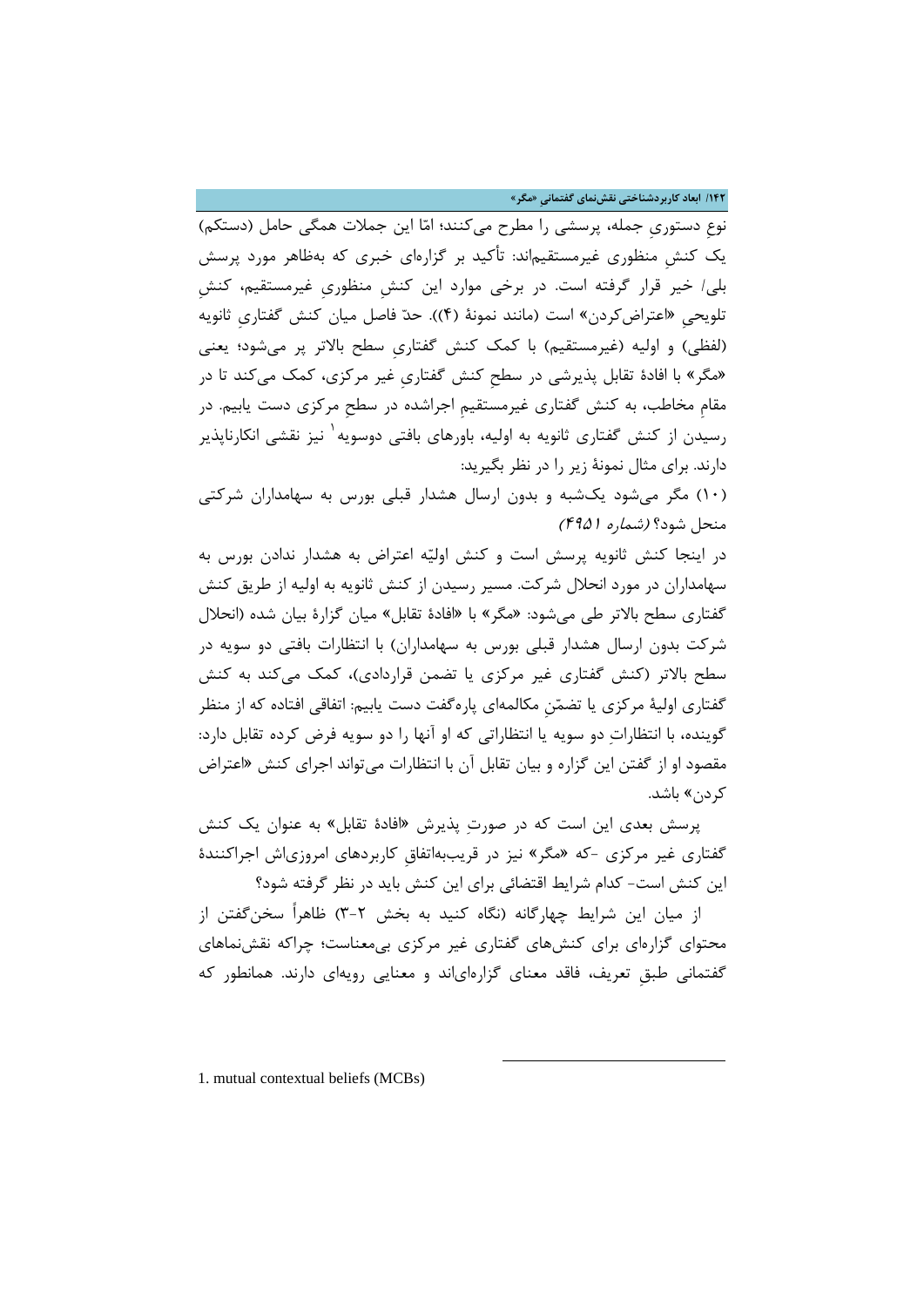نوعِ دستوریِ جمله، پرسشی را مطرح می‌کنند؛ امّا این جملات همگی حامل (دستکم) یک کنشِ منظوری غیرمستقیم‌اند: تأکید بر گزاره‌ای خبری که به‌ظاهر مورد پرسش بلی/ خیر قرار گرفته است. در برخی موارد این کنشِ منظوریِ غیرمستقیم، کنشِ تلویحیِ «اعتراض‌کردن» است (مانند نمونهٔ (۴)). حدّ فاصل میان کنش گفتاریِ ثانویه (لفظی) و اولیه (غیرمستقیم) با کمک کنش گفتاریِ سطح بالاتر پر می‌شود؛ یعنی «مگر» با افادهٔ تقابل پذیرشی در سطحِ کنش گفتاریِ غیر مرکزی، کمک می‌کند تا در مقامِ مخاطب، به کنش گفتاری غیرمستقیمِ اجراشده در سطحِ مرکزی دست یابیم. در رسیدن از کنش گفتاری ثانویه به اولیه، باورهای بافتی دوسویه[1] نیز نقشی انکارناپذیر دارند. برای مثال نمونهٔ زیر را در نظر بگیرید:

(۱۰) مگر می‌شود یک‌شبه و بدون ارسال هشدار قبلی بورس به سهامداران شرکتی منحل شود؟ *(شماره ۴۹۵۱)*

در اینجا کنش ثانویه پرسش است و کنش اولیّه اعتراض به هشدار ندادن بورس به سهامداران در مورد انحلال شرکت. مسیر رسیدن از کنش ثانویه به اولیه از طریق کنش گفتاری سطح بالاتر طی می‌شود: «مگر» با «افادهٔ تقابل» میان گزارهٔ بیان شده (انحلال شرکت بدون ارسال هشدار قبلی بورس به سهامداران) با انتظارات بافتی دو سویه در سطح بالاتر (کنش گفتاری غیر مرکزی یا تضمن قراردادی)، کمک می‌کند به کنش گفتاری اولیهٔ مرکزی یا تضمّنِ مکالمه‌ای پاره‌گفت دست یابیم: اتفاقی افتاده که از منظر گوینده، با انتظاراتِ دو سویه یا انتظاراتی که او آنها را دو سویه فرض کرده تقابل دارد: مقصود او از گفتن این گزاره و بیان تقابل آن با انتظارات می‌تواند اجرای کنش «اعتراض کردن» باشد.

پرسش بعدی این است که در صورتِ پذیرش «افادهٔ تقابل» به عنوان یک کنش گفتاری غیر مرکزی -که «مگر» نیز در قریب‌به‌اتفاقِ کاربردهای امروزی‌اش اجراکنندهٔ این کنش است- کدام شرایط اقتضائی برای این کنش باید در نظر گرفته شود؟

از میان این شرایط چهارگانه (نگاه کنید به بخش ۲-۳) ظاهراً سخن‌گفتن از محتوای گزاره‌ای برای کنش‌های گفتاری غیر مرکزی بی‌معناست؛ چراکه نقش‌نماهای گفتمانی طبقِ تعریف، فاقد معنای گزاره‌ای‌اند و معنایی رویه‌ای دارند. همانطور که

---

1. mutual contextual beliefs (MCBs)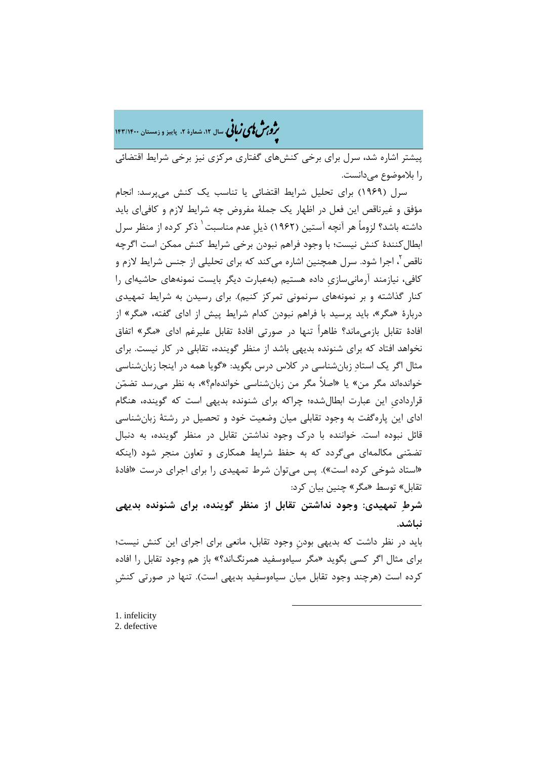پیشتر اشاره شد، سرل برای برخی کنش‌های گفتاری مرکزی نیز برخی شرایط اقتضائی را بلاموضوع می‌دانست.

سرل (۱۹۶۹) برای تحلیل شرایط اقتضائی یا تناسب یک کنش می‌پرسد: انجام مؤفق و غیرناقص این فعل در اظهار یک جملهٔ مفروض چه شرایط لازم و کافی‌ای باید داشته باشد؟ لزوماً هر آنچه آستین (۱۹۶۲) ذیلِ عدم مناسبت[1] ذکر کرده از منظر سرل ابطال‌کنندهٔ کنش نیست؛ با وجود فراهم نبودن برخی شرایط کنش ممکن است اگرچه ناقص[2]، اجرا شود. سرل همچنین اشاره می‌کند که برای تحلیلی از جنس شرایط لازم و کافی، نیازمند آرمانی‌سازیِ داده هستیم (به‌عبارت دیگر بایست نمونه‌های حاشیه‌ای را کنار گذاشته و بر نمونه‌های سرنمونی تمرکز کنیم). برای رسیدن به شرایط تمهیدی دربارهٔ «مگر»، باید پرسید با فراهم نبودن کدام شرایط پیش از ادای گفته، «مگر» از افادهٔ تقابل بازمی‌ماند؟ ظاهراً تنها در صورتی افادهٔ تقابل علیرغم ادای «مگر» اتفاق نخواهد افتاد که برای شنونده بدیهی باشد از منظر گوینده، تقابلی در کار نیست. برای مثال اگر یک استادِ زبان‌شناسی در کلاس درس بگوید: «گویا همه در اینجا زبان‌شناسی خوانده‌اند مگر من» یا «اصلاً مگر من زبان‌شناسی خوانده‌ام؟»، به نظر می‌رسد تضمّن قراردادیِ این عبارت ابطال‌شده؛ چراکه برای شنونده بدیهی است که گوینده، هنگام ادای این پاره‌گفت به وجود تقابلی میان وضعیت خود و تحصیل در رشتهٔ زبان‌شناسی قائل نبوده است. خواننده با درک وجود نداشتن تقابل در منظر گوینده، به دنبال تضمّنی مکالمه‌ای می‌گردد که به حفظ شرایط همکاری و تعاون منجر شود (اینکه «استاد شوخی کرده است»). پس می‌توان شرط تمهیدی را برای اجرای درست «افادهٔ تقابل» توسط «مگر» چنین بیان کرد:

**شرطِ تمهیدی: وجود نداشتن تقابل از منظر گوینده، برای شنونده بدیهی نباشد.**

باید در نظر داشت که بدیهی بودنِ وجود تقابل، مانعی برای اجرای این کنش نیست؛ برای مثال اگر کسی بگوید «مگر سیاه‌وسفید همرنگ‌اند؟» باز هم وجود تقابل را افاده کرده است (هرچند وجود تقابل میان سیاه‌وسفید بدیهی است). تنها در صورتی کنشِ

---

1. infelicity
2. defective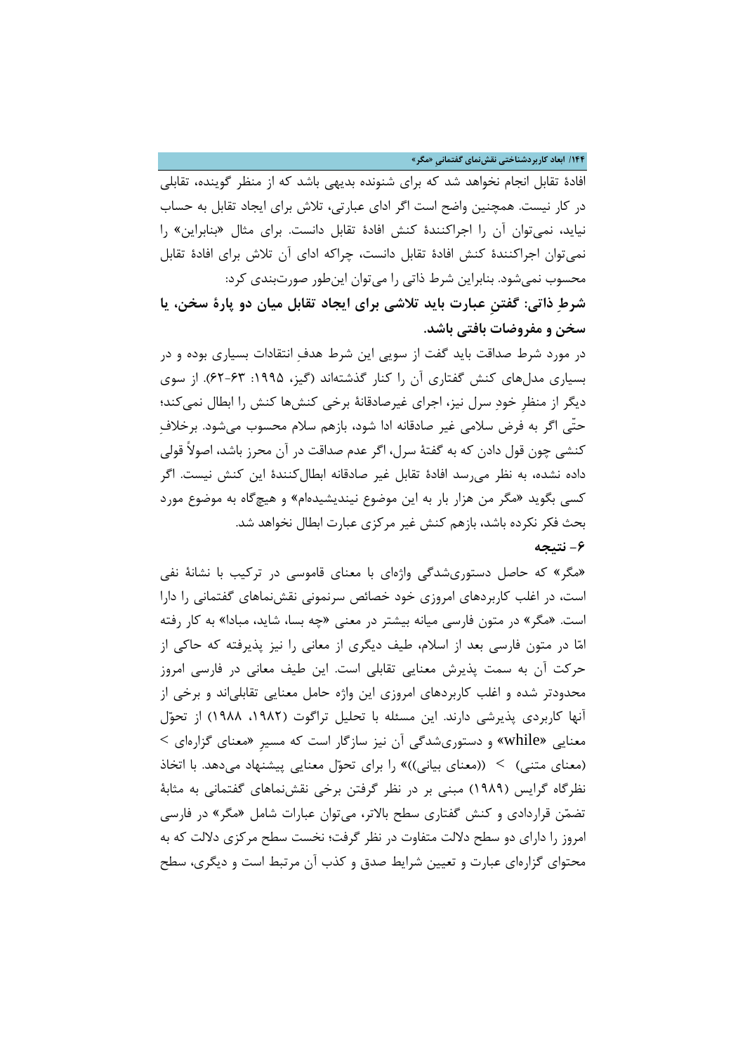افادۀ تقابل انجام نخواهد شد که برای شنونده بدیهی باشد که از منظر گوینده، تقابلی در کار نیست. همچنین واضح است اگر ادای عبارتی، تلاش برای ایجاد تقابل به حساب نیاید، نمی‌توان آن را اجراکنندۀ کنش افادۀ تقابل دانست. برای مثال «بنابراین» را نمی‌توان اجراکنندۀ کنش افادۀ تقابل دانست، چراکه ادای آن تلاش برای افادۀ تقابل محسوب نمی‌شود. بنابراین شرط ذاتی را می‌توان این‌طور صورت‌بندی کرد:

**شرطِ ذاتی: گفتنِ عبارت باید تلاشی برای ایجاد تقابل میان دو پارۀ سخن، یا سخن و مفروضات بافتی باشد.**

در مورد شرط صداقت باید گفت از سویی این شرط هدفِ انتقادات بسیاری بوده و در بسیاری مدل‌های کنش گفتاری آن را کنار گذشته‌اند (گیز، ۱۹۹۵: ۶۳-۶۲). از سوی دیگر از منظرِ خودِ سرل نیز، اجرای غیرصادقانۀ برخی کنش‌ها کنش را ابطال نمی‌کند؛ حتّی اگر به فرض سلامی غیر صادقانه ادا شود، بازهم سلام محسوب می‌شود. برخلافِ کنشی چون قول دادن که به گفتۀ سرل، اگر عدم صداقت در آن محرز باشد، اصولاً قولی داده نشده، به نظر می‌رسد افادۀ تقابل غیر صادقانه ابطال‌کنندۀ این کنش نیست. اگر کسی بگوید «مگر من هزار بار به این موضوع نیندیشیده‌ام» و هیچ‌گاه به موضوع مورد بحث فکر نکرده باشد، بازهم کنش غیر مرکزی عبارت ابطال نخواهد شد.

## ۶- نتیجه

«مگر» که حاصل دستوری‌شدگی واژه‌ای با معنای قاموسی در ترکیب با نشانۀ نفی است، در اغلب کاربردهای امروزی خود خصائص سرنمونی نقش‌نماهای گفتمانی را دارا است. «مگر» در متون فارسی میانه بیشتر در معنی «چه بسا، شاید، مبادا» به کار رفته امّا در متون فارسی بعد از اسلام، طیف دیگری از معانی را نیز پذیرفته که حاکی از حرکت آن به سمت پذیرش معنایی تقابلی است. این طیف معانی در فارسی امروز محدودتر شده و اغلب کاربردهای امروزی این واژه حامل معنایی تقابلی‌اند و برخی از آنها کاربردی پذیرشی دارند. این مسئله با تحلیل تراگوت (۱۹۸۲، ۱۹۸۸) از تحوّل معنایی «while» و دستوری‌شدگی آن نیز سازگار است که مسیرِ «معنای گزاره‌ای > (معنای متنی) > ((معنای بیانی))» را برای تحوّل معنایی پیشنهاد می‌دهد. با اتخاذ نظرگاه گرایس (۱۹۸۹) مبنی بر در نظر گرفتن برخی نقش‌نماهای گفتمانی به مثابۀ تضمّن قراردادی و کنش گفتاری سطح بالاتر، می‌توان عبارات شامل «مگر» در فارسی امروز را دارای دو سطح دلالت متفاوت در نظر گرفت؛ نخست سطح مرکزی دلالت که به محتوای گزاره‌ای عبارت و تعیین شرایط صدق و کذب آن مرتبط است و دیگری، سطح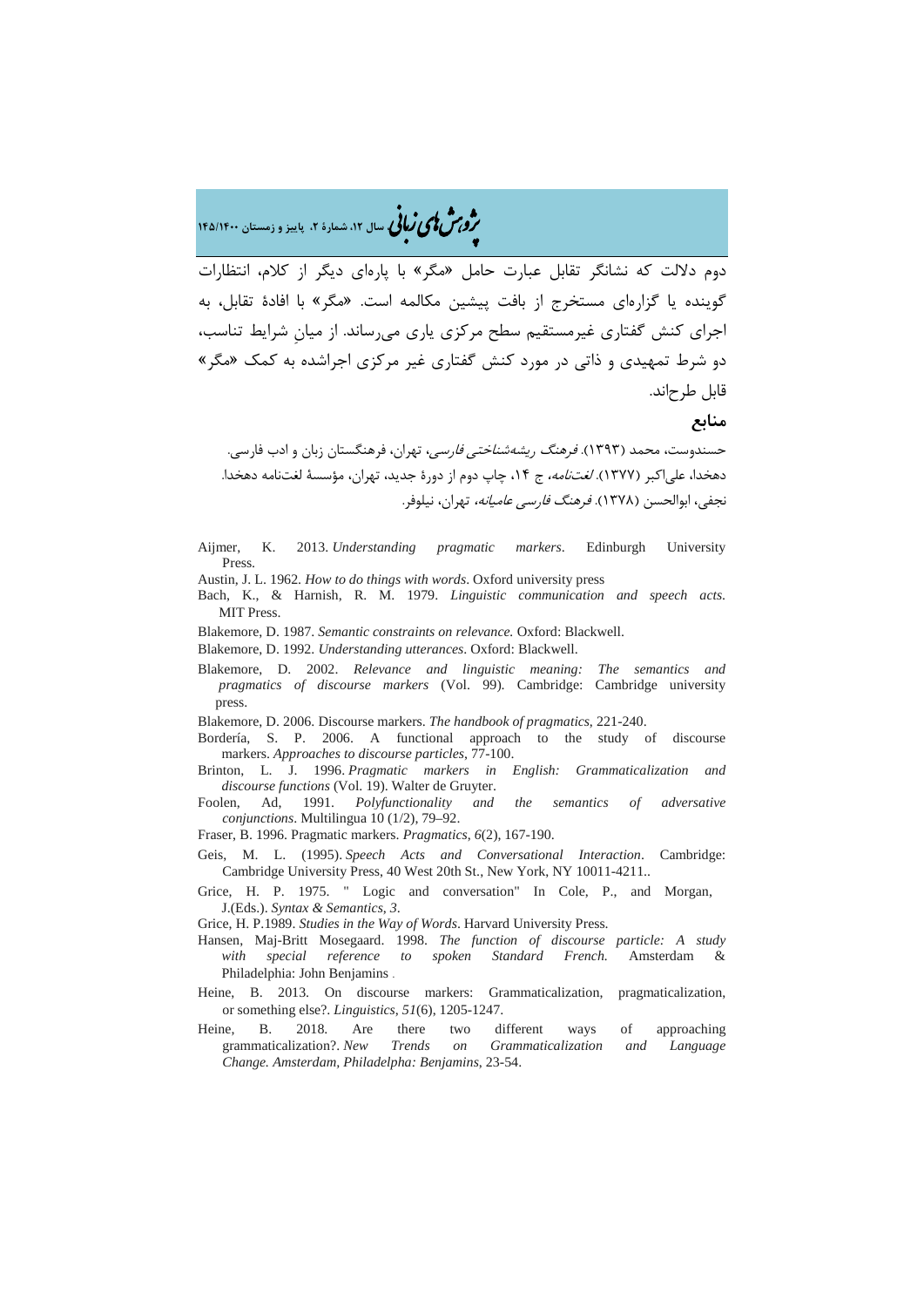دوم دلالت که نشانگر تقابل عبارت حامل «مگر» با پاره‌ای دیگر از کلام، انتظارات گوینده یا گزاره‌ای مستخرج از بافت پیشین مکالمه است. «مگر» با افادهٔ تقابل، به اجرای کنش گفتاری غیرمستقیم سطح مرکزی یاری می‌رساند. از میانِ شرایط تناسب، دو شرط تمهیدی و ذاتی در مورد کنش گفتاری غیر مرکزی اجراشده به کمک «مگر» قابل طرح‌اند.

## منابع

حسندوست، محمد (۱۳۹۳). *فرهنگ ریشه‌شناختی فارسی*، تهران، فرهنگستان زبان و ادب فارسی.

دهخدا، علی‌اکبر (۱۳۷۷). *لغت‌نامه*، ج ۱۴، چاپ دوم از دورهٔ جدید، تهران، مؤسسهٔ لغت‌نامه دهخدا.

نجفی، ابوالحسن (۱۳۷۸). *فرهنگ فارسی عامیانه*، تهران، نیلوفر.

Aijmer, K. 2013. *Understanding pragmatic markers*. Edinburgh University Press.

Austin, J. L. 1962. *How to do things with words*. Oxford university press

Bach, K., & Harnish, R. M. 1979. *Linguistic communication and speech acts.* MIT Press.

Blakemore, D. 1987. *Semantic constraints on relevance.* Oxford: Blackwell.

Blakemore, D. 1992. *Understanding utterances*. Oxford: Blackwell.

Blakemore, D. 2002. *Relevance and linguistic meaning: The semantics and pragmatics of discourse markers* (Vol. 99). Cambridge: Cambridge university press.

Blakemore, D. 2006. Discourse markers. *The handbook of pragmatics*, 221-240.

Bordería, S. P. 2006. A functional approach to the study of discourse markers. *Approaches to discourse particles*, 77-100.

Brinton, L. J. 1996. *Pragmatic markers in English: Grammaticalization and discourse functions* (Vol. 19). Walter de Gruyter.

Foolen, Ad, 1991. *Polyfunctionality and the semantics of adversative conjunctions*. Multilingua 10 (1/2), 79–92.

Fraser, B. 1996. Pragmatic markers. *Pragmatics*, *6*(2), 167-190.

Geis, M. L. (1995). *Speech Acts and Conversational Interaction*. Cambridge: Cambridge University Press, 40 West 20th St., New York, NY 10011-4211..

Grice, H. P. 1975. " Logic and conversation" In Cole, P., and Morgan, J.(Eds.). *Syntax & Semantics, 3*.

Grice, H. P.1989. *Studies in the Way of Words*. Harvard University Press.

Hansen, Maj-Britt Mosegaard. 1998. *The function of discourse particle: A study with special reference to spoken Standard French.* Amsterdam & Philadelphia: John Benjamins .

Heine, B. 2013. On discourse markers: Grammaticalization, pragmaticalization, or something else?. *Linguistics*, *51*(6), 1205-1247.

Heine, B. 2018. Are there two different ways of approaching grammaticalization?. *New Trends on Grammaticalization and Language Change. Amsterdam, Philadelpha: Benjamins*, 23-54.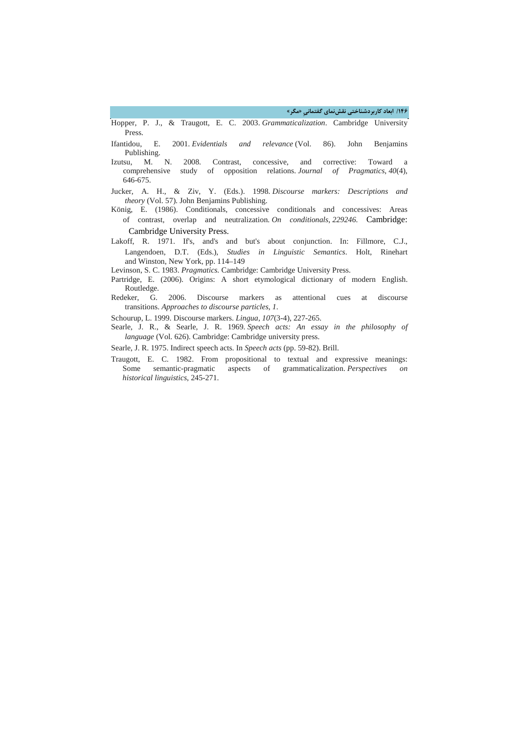Hopper, P. J., & Traugott, E. C. 2003. *Grammaticalization*. Cambridge University Press.

Ifantidou, E. 2001. *Evidentials and relevance* (Vol. 86). John Benjamins Publishing.

Izutsu, M. N. 2008. Contrast, concessive, and corrective: Toward a comprehensive study of opposition relations. *Journal of Pragmatics*, *40*(4), 646-675.

Jucker, A. H., & Ziv, Y. (Eds.). 1998. *Discourse markers: Descriptions and theory* (Vol. 57). John Benjamins Publishing.

König, E. (1986). Conditionals, concessive conditionals and concessives: Areas of contrast, overlap and neutralization. *On conditionals*, *229246*. Cambridge: Cambridge University Press.

Lakoff, R. 1971. If's, and's and but's about conjunction. In: Fillmore, C.J., Langendoen, D.T. (Eds.), *Studies in Linguistic Semantics*. Holt, Rinehart and Winston, New York, pp. 114–149

Levinson, S. C. 1983. *Pragmatics.* Cambridge: Cambridge University Press.

Partridge, E. (2006). Origins: A short etymological dictionary of modern English. Routledge.

Redeker, G. 2006. Discourse markers as attentional cues at discourse transitions. *Approaches to discourse particles*, *1*.

Schourup, L. 1999. Discourse markers. *Lingua*, *107*(3-4), 227-265.

Searle, J. R., & Searle, J. R. 1969. *Speech acts: An essay in the philosophy of language* (Vol. 626). Cambridge: Cambridge university press.

Searle, J. R. 1975. Indirect speech acts. In *Speech acts* (pp. 59-82). Brill.

Traugott, E. C. 1982. From propositional to textual and expressive meanings: Some semantic-pragmatic aspects of grammaticalization. *Perspectives on historical linguistics*, 245-271.